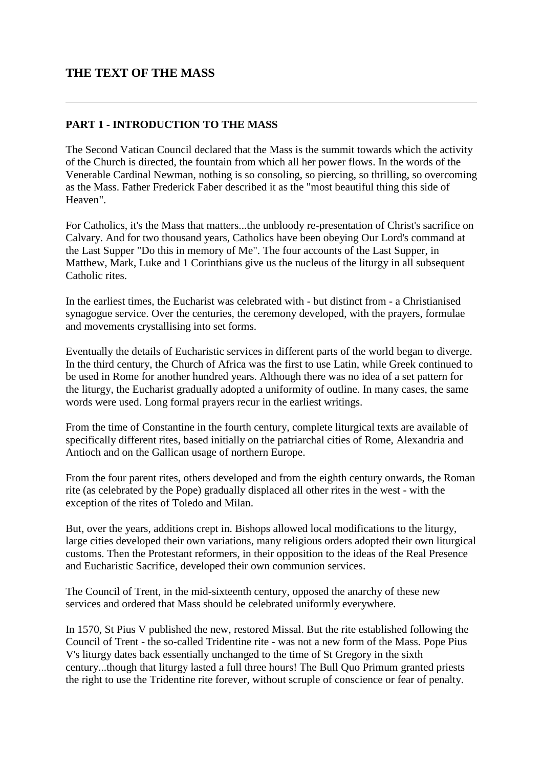# THE TEXT OF THE MASS

---

## PART 1 - INTRODUCTION TO THE MASS

The Second Vatican Council declared that the Mass is the summit towards which the activity of the Church is directed, the fountain from which all her power flows. In the words of the Venerable Cardinal Newman, nothing is so consoling, so piercing, so thrilling, so overcoming as the Mass. Father Frederick Faber described it as the "most beautiful thing this side of Heaven".

For Catholics, it's the Mass that matters...the unbloody re-presentation of Christ's sacrifice on Calvary. And for two thousand years, Catholics have been obeying Our Lord's command at the Last Supper "Do this in memory of Me". The four accounts of the Last Supper, in Matthew, Mark, Luke and 1 Corinthians give us the nucleus of the liturgy in all subsequent Catholic rites.

In the earliest times, the Eucharist was celebrated with - but distinct from - a Christianised synagogue service. Over the centuries, the ceremony developed, with the prayers, formulae and movements crystallising into set forms.

Eventually the details of Eucharistic services in different parts of the world began to diverge. In the third century, the Church of Africa was the first to use Latin, while Greek continued to be used in Rome for another hundred years. Although there was no idea of a set pattern for the liturgy, the Eucharist gradually adopted a uniformity of outline. In many cases, the same words were used. Long formal prayers recur in the earliest writings.

From the time of Constantine in the fourth century, complete liturgical texts are available of specifically different rites, based initially on the patriarchal cities of Rome, Alexandria and Antioch and on the Gallican usage of northern Europe.

From the four parent rites, others developed and from the eighth century onwards, the Roman rite (as celebrated by the Pope) gradually displaced all other rites in the west - with the exception of the rites of Toledo and Milan.

But, over the years, additions crept in. Bishops allowed local modifications to the liturgy, large cities developed their own variations, many religious orders adopted their own liturgical customs. Then the Protestant reformers, in their opposition to the ideas of the Real Presence and Eucharistic Sacrifice, developed their own communion services.

The Council of Trent, in the mid-sixteenth century, opposed the anarchy of these new services and ordered that Mass should be celebrated uniformly everywhere.

In 1570, St Pius V published the new, restored Missal. But the rite established following the Council of Trent - the so-called Tridentine rite - was not a new form of the Mass. Pope Pius V's liturgy dates back essentially unchanged to the time of St Gregory in the sixth century...though that liturgy lasted a full three hours! The Bull Quo Primum granted priests the right to use the Tridentine rite forever, without scruple of conscience or fear of penalty.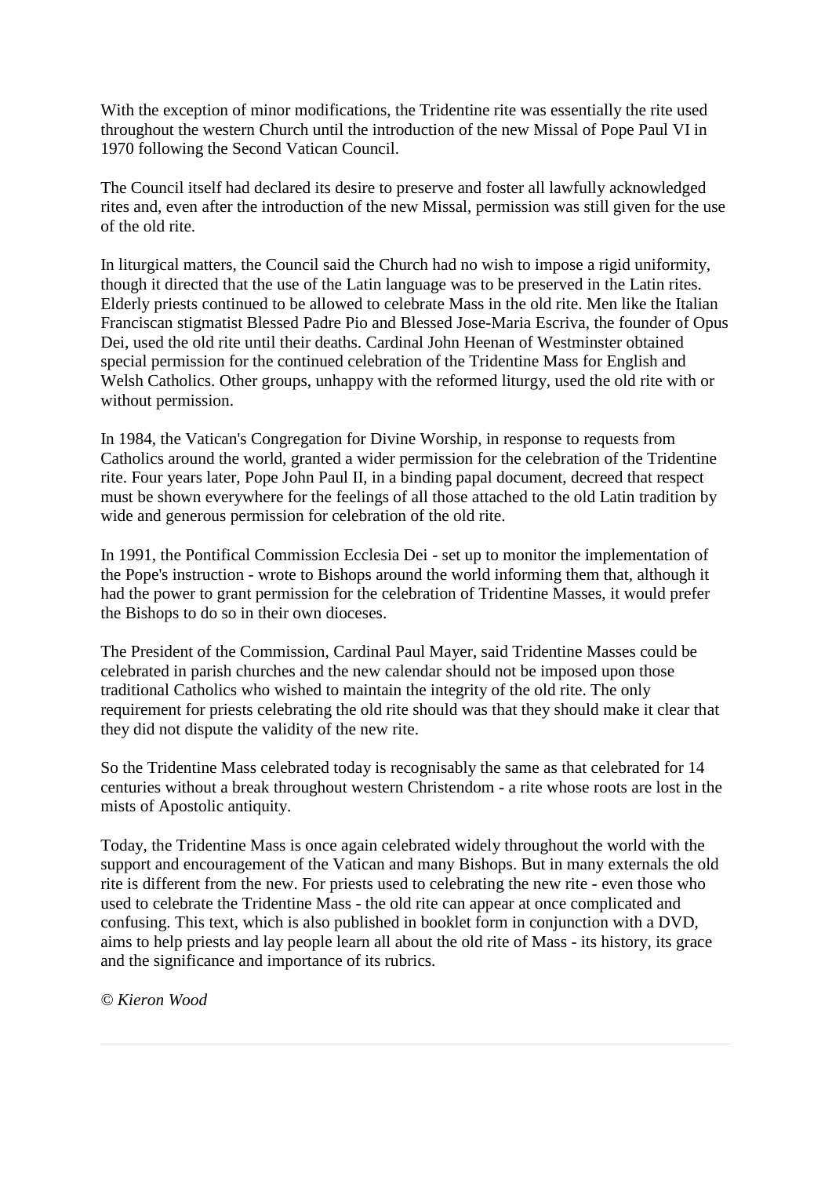With the exception of minor modifications, the Tridentine rite was essentially the rite used throughout the western Church until the introduction of the new Missal of Pope Paul VI in 1970 following the Second Vatican Council.

The Council itself had declared its desire to preserve and foster all lawfully acknowledged rites and, even after the introduction of the new Missal, permission was still given for the use of the old rite.

In liturgical matters, the Council said the Church had no wish to impose a rigid uniformity, though it directed that the use of the Latin language was to be preserved in the Latin rites. Elderly priests continued to be allowed to celebrate Mass in the old rite. Men like the Italian Franciscan stigmatist Blessed Padre Pio and Blessed Jose-Maria Escriva, the founder of Opus Dei, used the old rite until their deaths. Cardinal John Heenan of Westminster obtained special permission for the continued celebration of the Tridentine Mass for English and Welsh Catholics. Other groups, unhappy with the reformed liturgy, used the old rite with or without permission.

In 1984, the Vatican's Congregation for Divine Worship, in response to requests from Catholics around the world, granted a wider permission for the celebration of the Tridentine rite. Four years later, Pope John Paul II, in a binding papal document, decreed that respect must be shown everywhere for the feelings of all those attached to the old Latin tradition by wide and generous permission for celebration of the old rite.

In 1991, the Pontifical Commission Ecclesia Dei - set up to monitor the implementation of the Pope's instruction - wrote to Bishops around the world informing them that, although it had the power to grant permission for the celebration of Tridentine Masses, it would prefer the Bishops to do so in their own dioceses.

The President of the Commission, Cardinal Paul Mayer, said Tridentine Masses could be celebrated in parish churches and the new calendar should not be imposed upon those traditional Catholics who wished to maintain the integrity of the old rite. The only requirement for priests celebrating the old rite should was that they should make it clear that they did not dispute the validity of the new rite.

So the Tridentine Mass celebrated today is recognisably the same as that celebrated for 14 centuries without a break throughout western Christendom - a rite whose roots are lost in the mists of Apostolic antiquity.

Today, the Tridentine Mass is once again celebrated widely throughout the world with the support and encouragement of the Vatican and many Bishops. But in many externals the old rite is different from the new. For priests used to celebrating the new rite - even those who used to celebrate the Tridentine Mass - the old rite can appear at once complicated and confusing. This text, which is also published in booklet form in conjunction with a DVD, aims to help priests and lay people learn all about the old rite of Mass - its history, its grace and the significance and importance of its rubrics.

*© Kieron Wood*

---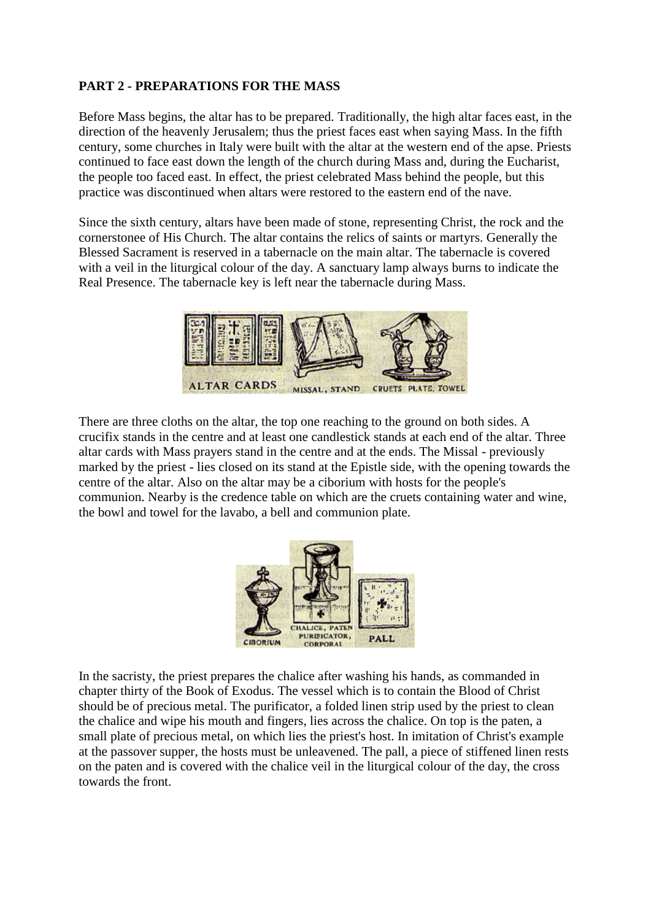**PART 2 - PREPARATIONS FOR THE MASS**

Before Mass begins, the altar has to be prepared. Traditionally, the high altar faces east, in the direction of the heavenly Jerusalem; thus the priest faces east when saying Mass. In the fifth century, some churches in Italy were built with the altar at the western end of the apse. Priests continued to face east down the length of the church during Mass and, during the Eucharist, the people too faced east. In effect, the priest celebrated Mass behind the people, but this practice was discontinued when altars were restored to the eastern end of the nave.

Since the sixth century, altars have been made of stone, representing Christ, the rock and the cornerstonee of His Church. The altar contains the relics of saints or martyrs. Generally the Blessed Sacrament is reserved in a tabernacle on the main altar. The tabernacle is covered with a veil in the liturgical colour of the day. A sanctuary lamp always burns to indicate the Real Presence. The tabernacle key is left near the tabernacle during Mass.

There are three cloths on the altar, the top one reaching to the ground on both sides. A crucifix stands in the centre and at least one candlestick stands at each end of the altar. Three altar cards with Mass prayers stand in the centre and at the ends. The Missal - previously marked by the priest - lies closed on its stand at the Epistle side, with the opening towards the centre of the altar. Also on the altar may be a ciborium with hosts for the people's communion. Nearby is the credence table on which are the cruets containing water and wine, the bowl and towel for the lavabo, a bell and communion plate.

In the sacristy, the priest prepares the chalice after washing his hands, as commanded in chapter thirty of the Book of Exodus. The vessel which is to contain the Blood of Christ should be of precious metal. The purificator, a folded linen strip used by the priest to clean the chalice and wipe his mouth and fingers, lies across the chalice. On top is the paten, a small plate of precious metal, on which lies the priest's host. In imitation of Christ's example at the passover supper, the hosts must be unleavened. The pall, a piece of stiffened linen rests on the paten and is covered with the chalice veil in the liturgical colour of the day, the cross towards the front.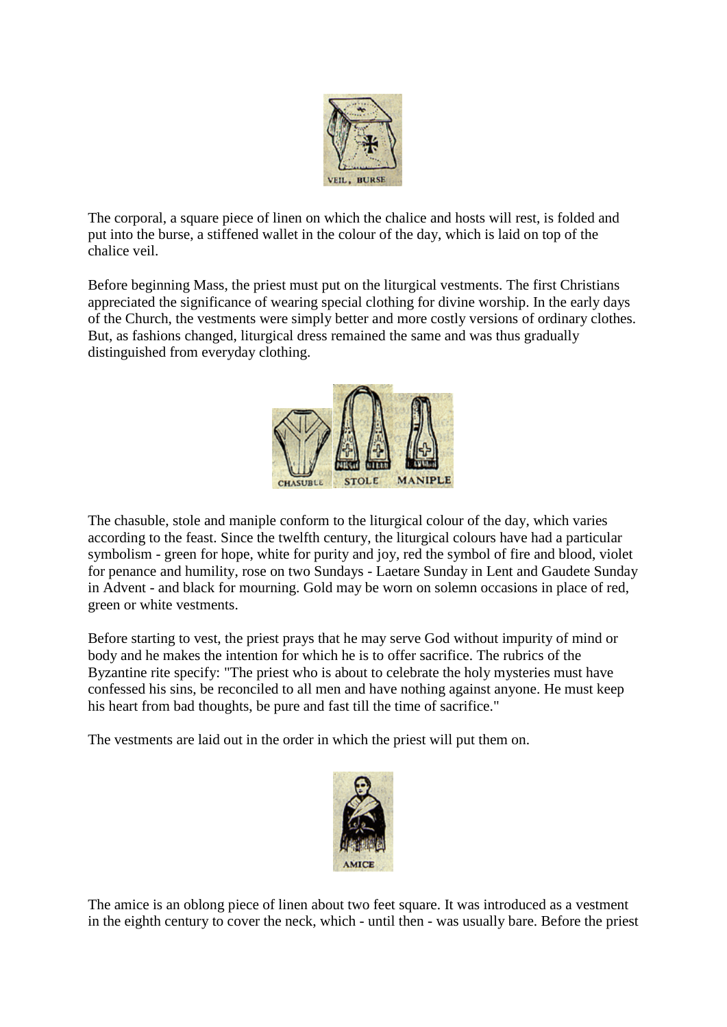The corporal, a square piece of linen on which the chalice and hosts will rest, is folded and put into the burse, a stiffened wallet in the colour of the day, which is laid on top of the chalice veil.

Before beginning Mass, the priest must put on the liturgical vestments. The first Christians appreciated the significance of wearing special clothing for divine worship. In the early days of the Church, the vestments were simply better and more costly versions of ordinary clothes. But, as fashions changed, liturgical dress remained the same and was thus gradually distinguished from everyday clothing.

The chasuble, stole and maniple conform to the liturgical colour of the day, which varies according to the feast. Since the twelfth century, the liturgical colours have had a particular symbolism - green for hope, white for purity and joy, red the symbol of fire and blood, violet for penance and humility, rose on two Sundays - Laetare Sunday in Lent and Gaudete Sunday in Advent - and black for mourning. Gold may be worn on solemn occasions in place of red, green or white vestments.

Before starting to vest, the priest prays that he may serve God without impurity of mind or body and he makes the intention for which he is to offer sacrifice. The rubrics of the Byzantine rite specify: "The priest who is about to celebrate the holy mysteries must have confessed his sins, be reconciled to all men and have nothing against anyone. He must keep his heart from bad thoughts, be pure and fast till the time of sacrifice."

The vestments are laid out in the order in which the priest will put them on.

The amice is an oblong piece of linen about two feet square. It was introduced as a vestment in the eighth century to cover the neck, which - until then - was usually bare. Before the priest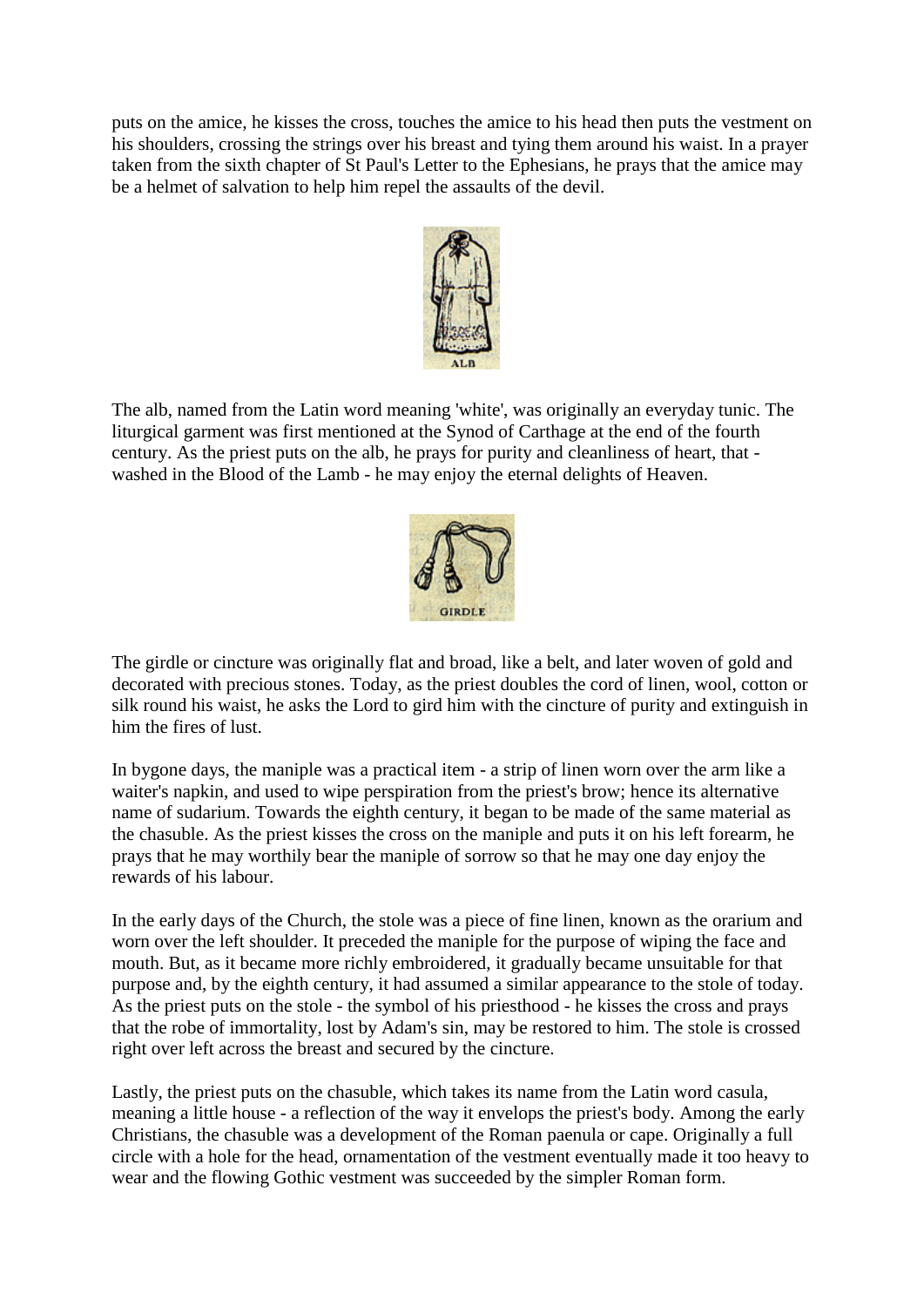puts on the amice, he kisses the cross, touches the amice to his head then puts the vestment on his shoulders, crossing the strings over his breast and tying them around his waist. In a prayer taken from the sixth chapter of St Paul's Letter to the Ephesians, he prays that the amice may be a helmet of salvation to help him repel the assaults of the devil.

ALB

The alb, named from the Latin word meaning 'white', was originally an everyday tunic. The liturgical garment was first mentioned at the Synod of Carthage at the end of the fourth century. As the priest puts on the alb, he prays for purity and cleanliness of heart, that - washed in the Blood of the Lamb - he may enjoy the eternal delights of Heaven.

GIRDLE

The girdle or cincture was originally flat and broad, like a belt, and later woven of gold and decorated with precious stones. Today, as the priest doubles the cord of linen, wool, cotton or silk round his waist, he asks the Lord to gird him with the cincture of purity and extinguish in him the fires of lust.

In bygone days, the maniple was a practical item - a strip of linen worn over the arm like a waiter's napkin, and used to wipe perspiration from the priest's brow; hence its alternative name of sudarium. Towards the eighth century, it began to be made of the same material as the chasuble. As the priest kisses the cross on the maniple and puts it on his left forearm, he prays that he may worthily bear the maniple of sorrow so that he may one day enjoy the rewards of his labour.

In the early days of the Church, the stole was a piece of fine linen, known as the orarium and worn over the left shoulder. It preceded the maniple for the purpose of wiping the face and mouth. But, as it became more richly embroidered, it gradually became unsuitable for that purpose and, by the eighth century, it had assumed a similar appearance to the stole of today. As the priest puts on the stole - the symbol of his priesthood - he kisses the cross and prays that the robe of immortality, lost by Adam's sin, may be restored to him. The stole is crossed right over left across the breast and secured by the cincture.

Lastly, the priest puts on the chasuble, which takes its name from the Latin word casula, meaning a little house - a reflection of the way it envelops the priest's body. Among the early Christians, the chasuble was a development of the Roman paenula or cape. Originally a full circle with a hole for the head, ornamentation of the vestment eventually made it too heavy to wear and the flowing Gothic vestment was succeeded by the simpler Roman form.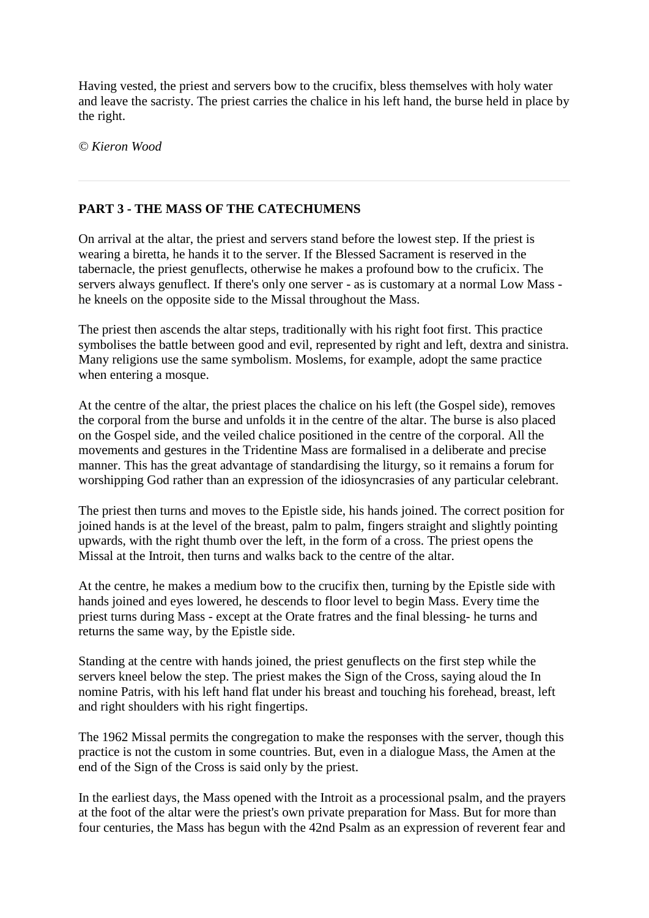Having vested, the priest and servers bow to the crucifix, bless themselves with holy water and leave the sacristy. The priest carries the chalice in his left hand, the burse held in place by the right.

*© Kieron Wood*

---

**PART 3 - THE MASS OF THE CATECHUMENS**

On arrival at the altar, the priest and servers stand before the lowest step. If the priest is wearing a biretta, he hands it to the server. If the Blessed Sacrament is reserved in the tabernacle, the priest genuflects, otherwise he makes a profound bow to the cruficix. The servers always genuflect. If there's only one server - as is customary at a normal Low Mass - he kneels on the opposite side to the Missal throughout the Mass.

The priest then ascends the altar steps, traditionally with his right foot first. This practice symbolises the battle between good and evil, represented by right and left, dextra and sinistra. Many religions use the same symbolism. Moslems, for example, adopt the same practice when entering a mosque.

At the centre of the altar, the priest places the chalice on his left (the Gospel side), removes the corporal from the burse and unfolds it in the centre of the altar. The burse is also placed on the Gospel side, and the veiled chalice positioned in the centre of the corporal. All the movements and gestures in the Tridentine Mass are formalised in a deliberate and precise manner. This has the great advantage of standardising the liturgy, so it remains a forum for worshipping God rather than an expression of the idiosyncrasies of any particular celebrant.

The priest then turns and moves to the Epistle side, his hands joined. The correct position for joined hands is at the level of the breast, palm to palm, fingers straight and slightly pointing upwards, with the right thumb over the left, in the form of a cross. The priest opens the Missal at the Introit, then turns and walks back to the centre of the altar.

At the centre, he makes a medium bow to the crucifix then, turning by the Epistle side with hands joined and eyes lowered, he descends to floor level to begin Mass. Every time the priest turns during Mass - except at the Orate fratres and the final blessing- he turns and returns the same way, by the Epistle side.

Standing at the centre with hands joined, the priest genuflects on the first step while the servers kneel below the step. The priest makes the Sign of the Cross, saying aloud the In nomine Patris, with his left hand flat under his breast and touching his forehead, breast, left and right shoulders with his right fingertips.

The 1962 Missal permits the congregation to make the responses with the server, though this practice is not the custom in some countries. But, even in a dialogue Mass, the Amen at the end of the Sign of the Cross is said only by the priest.

In the earliest days, the Mass opened with the Introit as a processional psalm, and the prayers at the foot of the altar were the priest's own private preparation for Mass. But for more than four centuries, the Mass has begun with the 42nd Psalm as an expression of reverent fear and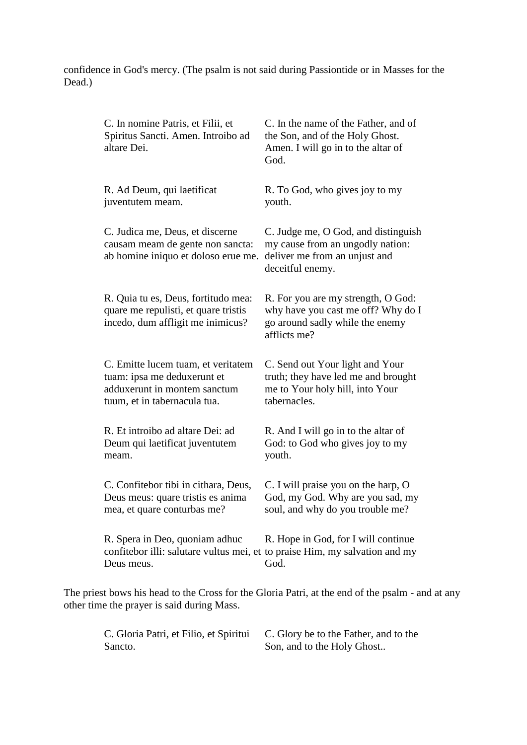confidence in God's mercy. (The psalm is not said during Passiontide or in Masses for the Dead.)

| | |
|---|---|
| C. In nomine Patris, et Filii, et Spiritus Sancti. Amen. Introibo ad altare Dei. | C. In the name of the Father, and of the Son, and of the Holy Ghost. Amen. I will go in to the altar of God. |
| R. Ad Deum, qui laetificat juventutem meam. | R. To God, who gives joy to my youth. |
| C. Judica me, Deus, et discerne causam meam de gente non sancta: ab homine iniquo et doloso erue me. | C. Judge me, O God, and distinguish my cause from an ungodly nation: deliver me from an unjust and deceitful enemy. |
| R. Quia tu es, Deus, fortitudo mea: quare me repulisti, et quare tristis incedo, dum affligit me inimicus? | R. For you are my strength, O God: why have you cast me off? Why do I go around sadly while the enemy afflicts me? |
| C. Emitte lucem tuam, et veritatem tuam: ipsa me deduxerunt et adduxerunt in montem sanctum tuum, et in tabernacula tua. | C. Send out Your light and Your truth; they have led me and brought me to Your holy hill, into Your tabernacles. |
| R. Et introibo ad altare Dei: ad Deum qui laetificat juventutem meam. | R. And I will go in to the altar of God: to God who gives joy to my youth. |
| C. Confitebor tibi in cithara, Deus, Deus meus: quare tristis es anima mea, et quare conturbas me? | C. I will praise you on the harp, O God, my God. Why are you sad, my soul, and why do you trouble me? |
| R. Spera in Deo, quoniam adhuc confitebor illi: salutare vultus mei, et Deus meus. | R. Hope in God, for I will continue to praise Him, my salvation and my God. |

The priest bows his head to the Cross for the Gloria Patri, at the end of the psalm - and at any other time the prayer is said during Mass.

| | |
|---|---|
| C. Gloria Patri, et Filio, et Spiritui Sancto. | C. Glory be to the Father, and to the Son, and to the Holy Ghost.. |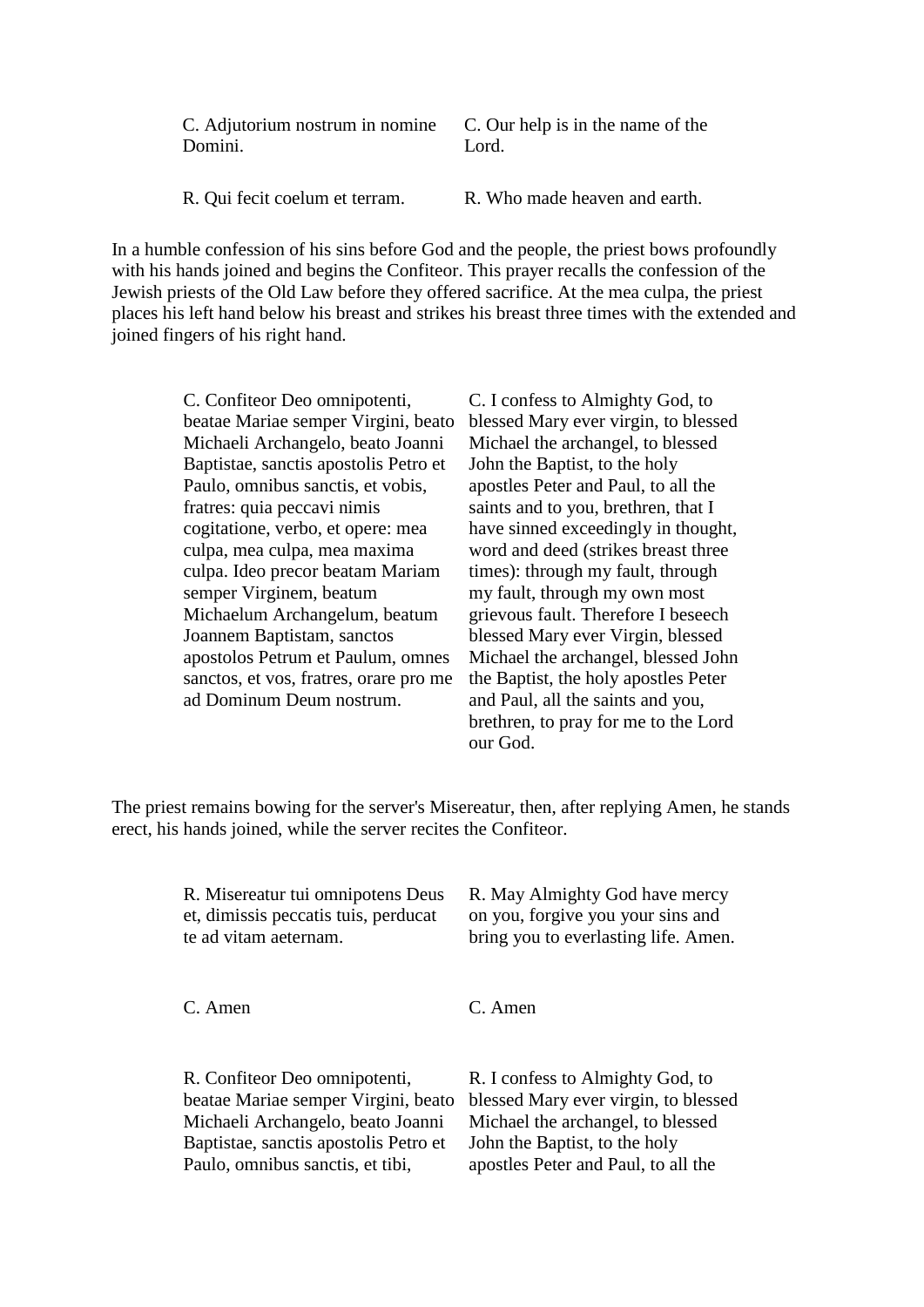| | |
|---|---|
| C. Adjutorium nostrum in nomine Domini. | C. Our help is in the name of the Lord. |
| R. Qui fecit coelum et terram. | R. Who made heaven and earth. |

In a humble confession of his sins before God and the people, the priest bows profoundly with his hands joined and begins the Confiteor. This prayer recalls the confession of the Jewish priests of the Old Law before they offered sacrifice. At the mea culpa, the priest places his left hand below his breast and strikes his breast three times with the extended and joined fingers of his right hand.

| | |
|---|---|
| C. Confiteor Deo omnipotenti, beatae Mariae semper Virgini, beato Michaeli Archangelo, beato Joanni Baptistae, sanctis apostolis Petro et Paulo, omnibus sanctis, et vobis, fratres: quia peccavi nimis cogitatione, verbo, et opere: mea culpa, mea culpa, mea maxima culpa. Ideo precor beatam Mariam semper Virginem, beatum Michaelum Archangelum, beatum Joannem Baptistam, sanctos apostolos Petrum et Paulum, omnes sanctos, et vos, fratres, orare pro me ad Dominum Deum nostrum. | C. I confess to Almighty God, to blessed Mary ever virgin, to blessed Michael the archangel, to blessed John the Baptist, to the holy apostles Peter and Paul, to all the saints and to you, brethren, that I have sinned exceedingly in thought, word and deed (strikes breast three times): through my fault, through my fault, through my own most grievous fault. Therefore I beseech blessed Mary ever Virgin, blessed Michael the archangel, blessed John the Baptist, the holy apostles Peter and Paul, all the saints and you, brethren, to pray for me to the Lord our God. |

The priest remains bowing for the server's Misereatur, then, after replying Amen, he stands erect, his hands joined, while the server recites the Confiteor.

| | |
|---|---|
| R. Misereatur tui omnipotens Deus et, dimissis peccatis tuis, perducat te ad vitam aeternam. | R. May Almighty God have mercy on you, forgive you your sins and bring you to everlasting life. Amen. |
| C. Amen | C. Amen |
| R. Confiteor Deo omnipotenti, beatae Mariae semper Virgini, beato Michaeli Archangelo, beato Joanni Baptistae, sanctis apostolis Petro et Paulo, omnibus sanctis, et tibi, | R. I confess to Almighty God, to blessed Mary ever virgin, to blessed Michael the archangel, to blessed John the Baptist, to the holy apostles Peter and Paul, to all the |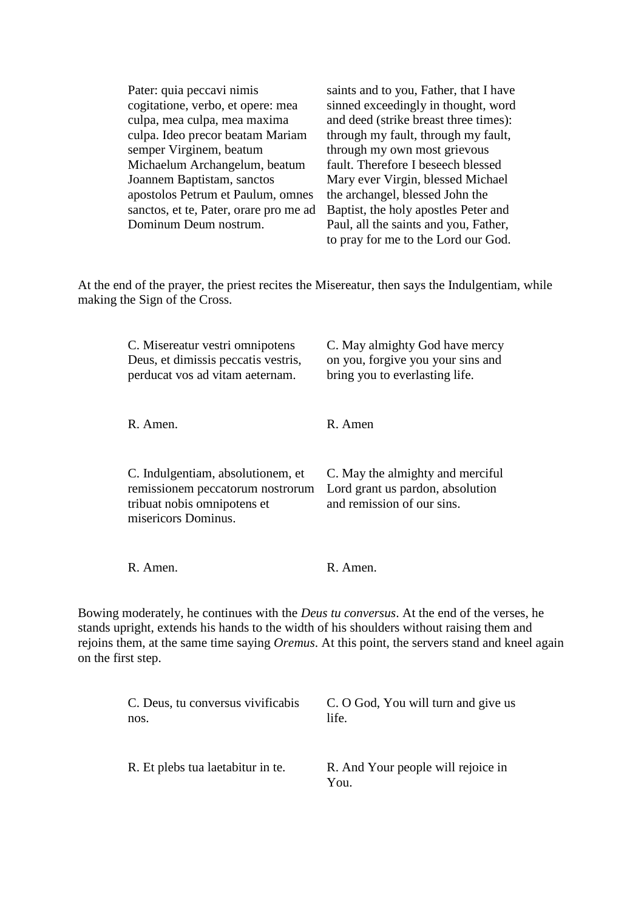| | |
|---|---|
| Pater: quia peccavi nimis cogitatione, verbo, et opere: mea culpa, mea culpa, mea maxima culpa. Ideo precor beatam Mariam semper Virginem, beatum Michaelum Archangelum, beatum Joannem Baptistam, sanctos apostolos Petrum et Paulum, omnes sanctos, et te, Pater, orare pro me ad Dominum Deum nostrum. | saints and to you, Father, that I have sinned exceedingly in thought, word and deed (strike breast three times): through my fault, through my fault, through my own most grievous fault. Therefore I beseech blessed Mary ever Virgin, blessed Michael the archangel, blessed John the Baptist, the holy apostles Peter and Paul, all the saints and you, Father, to pray for me to the Lord our God. |

At the end of the prayer, the priest recites the Misereatur, then says the Indulgentiam, while making the Sign of the Cross.

| | |
|---|---|
| C. Misereatur vestri omnipotens Deus, et dimissis peccatis vestris, perducat vos ad vitam aeternam. | C. May almighty God have mercy on you, forgive you your sins and bring you to everlasting life. |
| R. Amen. | R. Amen |
| C. Indulgentiam, absolutionem, et remissionem peccatorum nostrorum tribuat nobis omnipotens et misericors Dominus. | C. May the almighty and merciful Lord grant us pardon, absolution and remission of our sins. |
| R. Amen. | R. Amen. |

Bowing moderately, he continues with the *Deus tu conversus*. At the end of the verses, he stands upright, extends his hands to the width of his shoulders without raising them and rejoins them, at the same time saying *Oremus*. At this point, the servers stand and kneel again on the first step.

| | |
|---|---|
| C. Deus, tu conversus vivificabis nos. | C. O God, You will turn and give us life. |
| R. Et plebs tua laetabitur in te. | R. And Your people will rejoice in You. |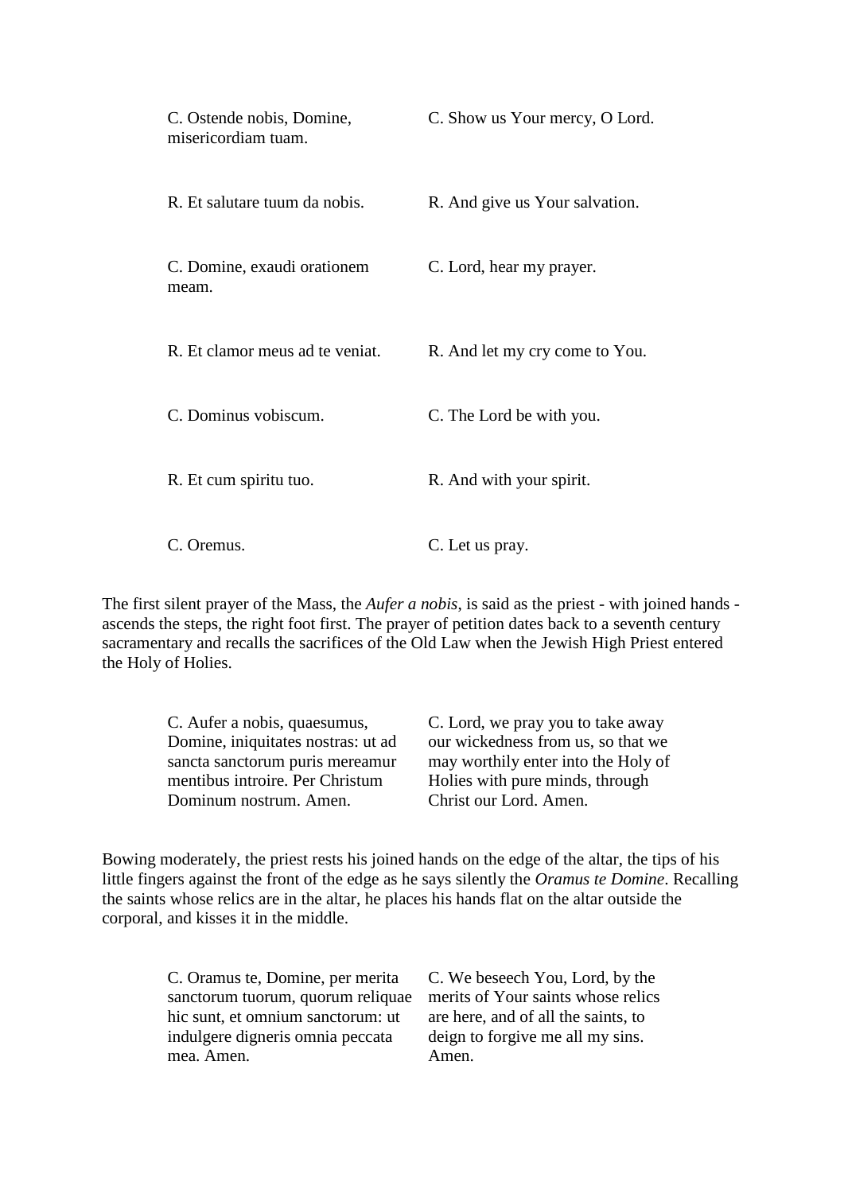| | |
|---|---|
| C. Ostende nobis, Domine, misericordiam tuam. | C. Show us Your mercy, O Lord. |
| R. Et salutare tuum da nobis. | R. And give us Your salvation. |
| C. Domine, exaudi orationem meam. | C. Lord, hear my prayer. |
| R. Et clamor meus ad te veniat. | R. And let my cry come to You. |
| C. Dominus vobiscum. | C. The Lord be with you. |
| R. Et cum spiritu tuo. | R. And with your spirit. |
| C. Oremus. | C. Let us pray. |

The first silent prayer of the Mass, the *Aufer a nobis*, is said as the priest - with joined hands - ascends the steps, the right foot first. The prayer of petition dates back to a seventh century sacramentary and recalls the sacrifices of the Old Law when the Jewish High Priest entered the Holy of Holies.

| | |
|---|---|
| C. Aufer a nobis, quaesumus, Domine, iniquitates nostras: ut ad sancta sanctorum puris mereamur mentibus introire. Per Christum Dominum nostrum. Amen. | C. Lord, we pray you to take away our wickedness from us, so that we may worthily enter into the Holy of Holies with pure minds, through Christ our Lord. Amen. |

Bowing moderately, the priest rests his joined hands on the edge of the altar, the tips of his little fingers against the front of the edge as he says silently the *Oramus te Domine*. Recalling the saints whose relics are in the altar, he places his hands flat on the altar outside the corporal, and kisses it in the middle.

| | |
|---|---|
| C. Oramus te, Domine, per merita sanctorum tuorum, quorum reliquae hic sunt, et omnium sanctorum: ut indulgere digneris omnia peccata mea. Amen. | C. We beseech You, Lord, by the merits of Your saints whose relics are here, and of all the saints, to deign to forgive me all my sins. Amen. |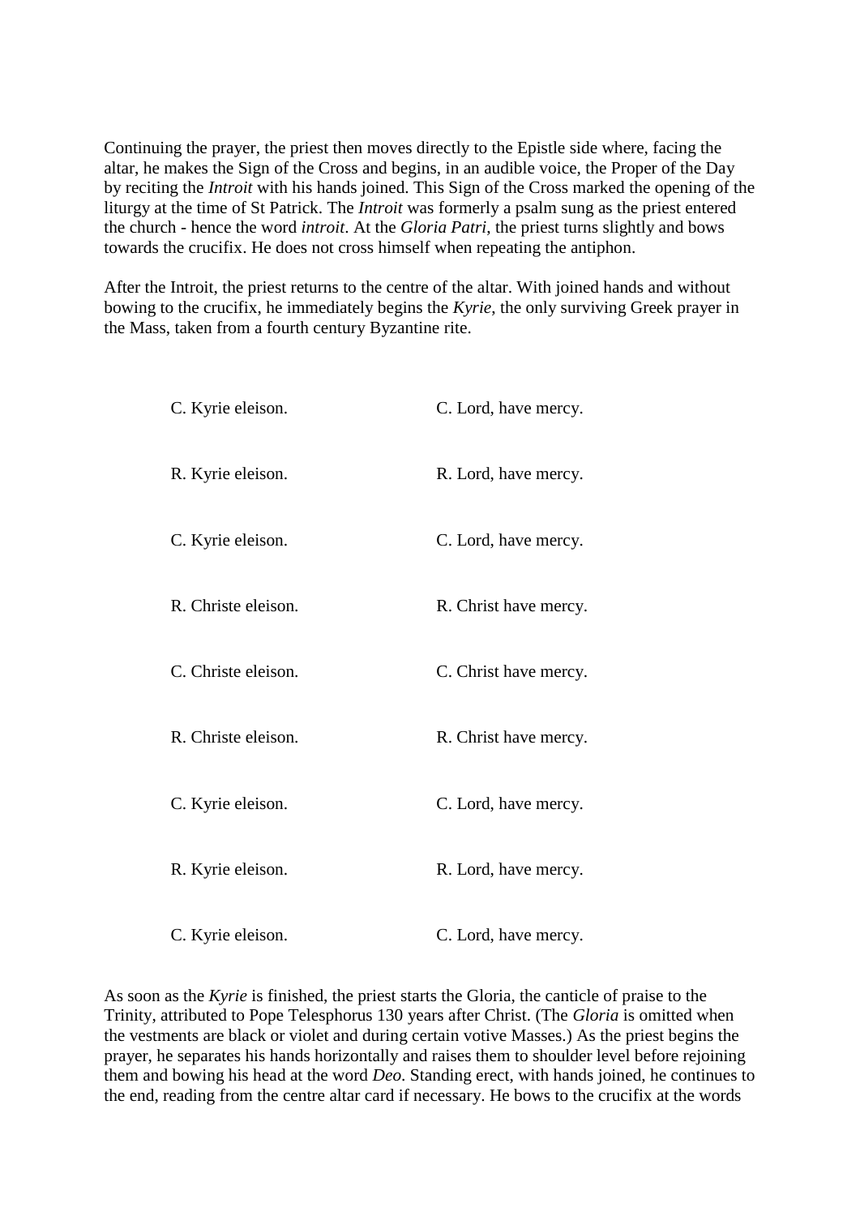Continuing the prayer, the priest then moves directly to the Epistle side where, facing the altar, he makes the Sign of the Cross and begins, in an audible voice, the Proper of the Day by reciting the *Introit* with his hands joined. This Sign of the Cross marked the opening of the liturgy at the time of St Patrick. The *Introit* was formerly a psalm sung as the priest entered the church - hence the word *introit*. At the *Gloria Patri*, the priest turns slightly and bows towards the crucifix. He does not cross himself when repeating the antiphon.

After the Introit, the priest returns to the centre of the altar. With joined hands and without bowing to the crucifix, he immediately begins the *Kyrie*, the only surviving Greek prayer in the Mass, taken from a fourth century Byzantine rite.

| | |
|---|---|
| C. Kyrie eleison. | C. Lord, have mercy. |
| R. Kyrie eleison. | R. Lord, have mercy. |
| C. Kyrie eleison. | C. Lord, have mercy. |
| R. Christe eleison. | R. Christ have mercy. |
| C. Christe eleison. | C. Christ have mercy. |
| R. Christe eleison. | R. Christ have mercy. |
| C. Kyrie eleison. | C. Lord, have mercy. |
| R. Kyrie eleison. | R. Lord, have mercy. |
| C. Kyrie eleison. | C. Lord, have mercy. |

As soon as the *Kyrie* is finished, the priest starts the Gloria, the canticle of praise to the Trinity, attributed to Pope Telesphorus 130 years after Christ. (The *Gloria* is omitted when the vestments are black or violet and during certain votive Masses.) As the priest begins the prayer, he separates his hands horizontally and raises them to shoulder level before rejoining them and bowing his head at the word *Deo*. Standing erect, with hands joined, he continues to the end, reading from the centre altar card if necessary. He bows to the crucifix at the words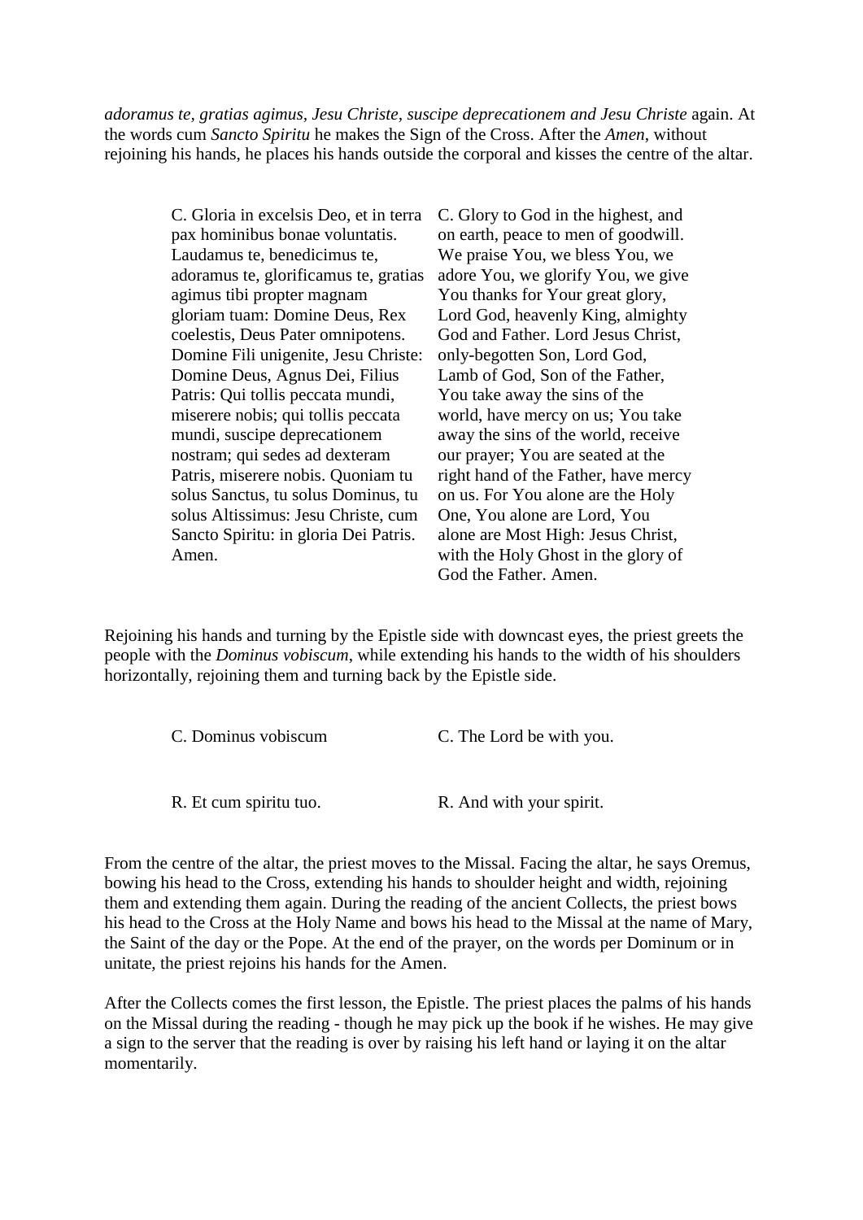*adoramus te, gratias agimus, Jesu Christe, suscipe deprecationem and Jesu Christe* again. At the words cum *Sancto Spiritu* he makes the Sign of the Cross. After the *Amen*, without rejoining his hands, he places his hands outside the corporal and kisses the centre of the altar.

| | |
|---|---|
| C. Gloria in excelsis Deo, et in terra pax hominibus bonae voluntatis. Laudamus te, benedicimus te, adoramus te, glorificamus te, gratias agimus tibi propter magnam gloriam tuam: Domine Deus, Rex coelestis, Deus Pater omnipotens. Domine Fili unigenite, Jesu Christe: Domine Deus, Agnus Dei, Filius Patris: Qui tollis peccata mundi, miserere nobis; qui tollis peccata mundi, suscipe deprecationem nostram; qui sedes ad dexteram Patris, miserere nobis. Quoniam tu solus Sanctus, tu solus Dominus, tu solus Altissimus: Jesu Christe, cum Sancto Spiritu: in gloria Dei Patris. Amen. | C. Glory to God in the highest, and on earth, peace to men of goodwill. We praise You, we bless You, we adore You, we glorify You, we give You thanks for Your great glory, Lord God, heavenly King, almighty God and Father. Lord Jesus Christ, only-begotten Son, Lord God, Lamb of God, Son of the Father, You take away the sins of the world, have mercy on us; You take away the sins of the world, receive our prayer; You are seated at the right hand of the Father, have mercy on us. For You alone are the Holy One, You alone are Lord, You alone are Most High: Jesus Christ, with the Holy Ghost in the glory of God the Father. Amen. |

Rejoining his hands and turning by the Epistle side with downcast eyes, the priest greets the people with the *Dominus vobiscum*, while extending his hands to the width of his shoulders horizontally, rejoining them and turning back by the Epistle side.

| | |
|---|---|
| C. Dominus vobiscum | C. The Lord be with you. |
| R. Et cum spiritu tuo. | R. And with your spirit. |

From the centre of the altar, the priest moves to the Missal. Facing the altar, he says Oremus, bowing his head to the Cross, extending his hands to shoulder height and width, rejoining them and extending them again. During the reading of the ancient Collects, the priest bows his head to the Cross at the Holy Name and bows his head to the Missal at the name of Mary, the Saint of the day or the Pope. At the end of the prayer, on the words per Dominum or in unitate, the priest rejoins his hands for the Amen.

After the Collects comes the first lesson, the Epistle. The priest places the palms of his hands on the Missal during the reading - though he may pick up the book if he wishes. He may give a sign to the server that the reading is over by raising his left hand or laying it on the altar momentarily.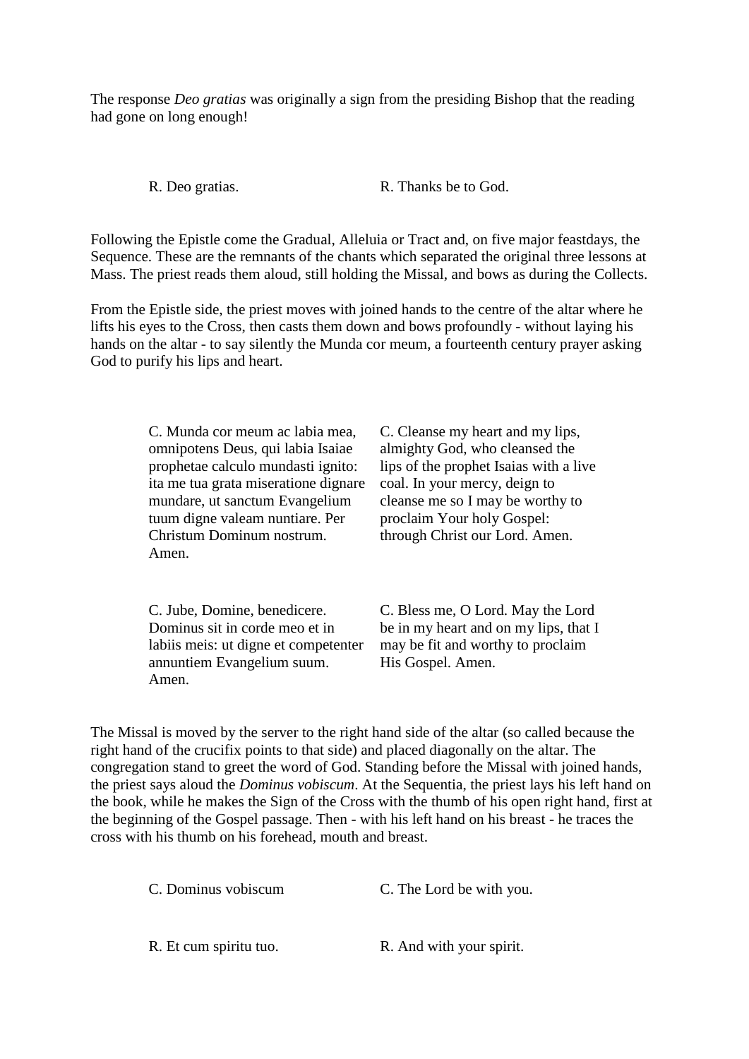The response *Deo gratias* was originally a sign from the presiding Bishop that the reading had gone on long enough!

| | |
|---|---|
| R. Deo gratias. | R. Thanks be to God. |

Following the Epistle come the Gradual, Alleluia or Tract and, on five major feastdays, the Sequence. These are the remnants of the chants which separated the original three lessons at Mass. The priest reads them aloud, still holding the Missal, and bows as during the Collects.

From the Epistle side, the priest moves with joined hands to the centre of the altar where he lifts his eyes to the Cross, then casts them down and bows profoundly - without laying his hands on the altar - to say silently the Munda cor meum, a fourteenth century prayer asking God to purify his lips and heart.

| | |
|---|---|
| C. Munda cor meum ac labia mea, omnipotens Deus, qui labia Isaiae prophetae calculo mundasti ignito: ita me tua grata miseratione dignare mundare, ut sanctum Evangelium tuum digne valeam nuntiare. Per Christum Dominum nostrum. Amen. | C. Cleanse my heart and my lips, almighty God, who cleansed the lips of the prophet Isaias with a live coal. In your mercy, deign to cleanse me so I may be worthy to proclaim Your holy Gospel: through Christ our Lord. Amen. |
| C. Jube, Domine, benedicere. Dominus sit in corde meo et in labiis meis: ut digne et competenter annuntiem Evangelium suum. Amen. | C. Bless me, O Lord. May the Lord be in my heart and on my lips, that I may be fit and worthy to proclaim His Gospel. Amen. |

The Missal is moved by the server to the right hand side of the altar (so called because the right hand of the crucifix points to that side) and placed diagonally on the altar. The congregation stand to greet the word of God. Standing before the Missal with joined hands, the priest says aloud the *Dominus vobiscum*. At the Sequentia, the priest lays his left hand on the book, while he makes the Sign of the Cross with the thumb of his open right hand, first at the beginning of the Gospel passage. Then - with his left hand on his breast - he traces the cross with his thumb on his forehead, mouth and breast.

| | |
|---|---|
| C. Dominus vobiscum | C. The Lord be with you. |
| R. Et cum spiritu tuo. | R. And with your spirit. |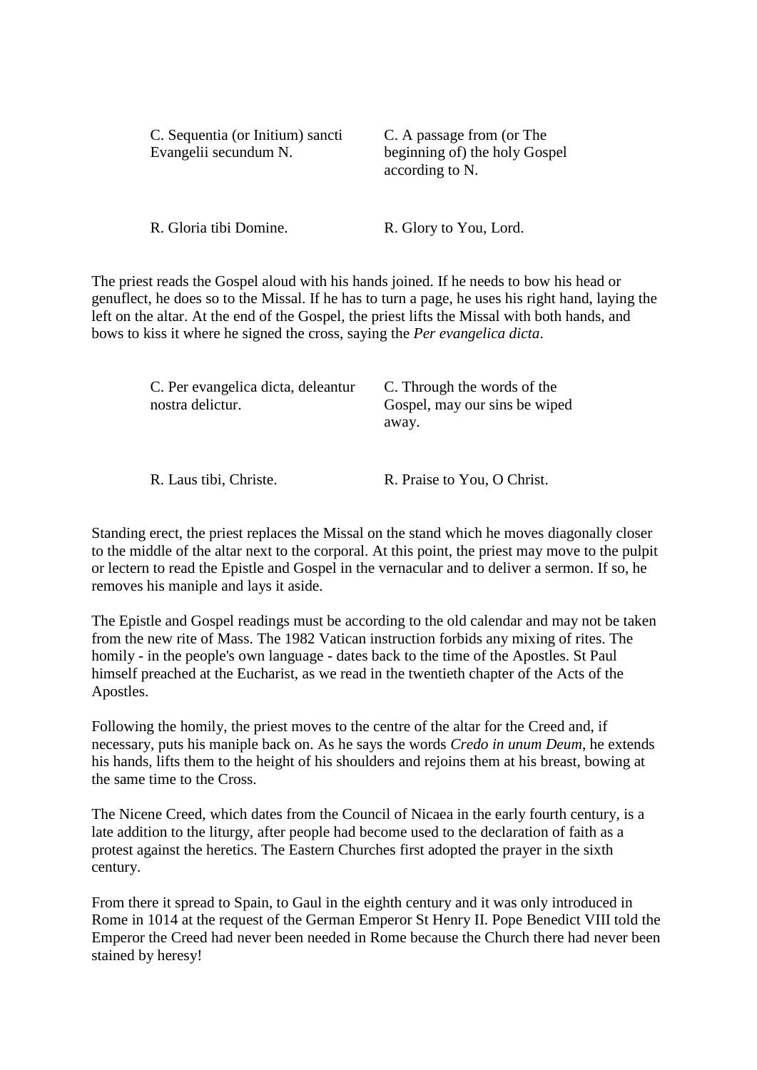| | |
|---|---|
| C. Sequentia (or Initium) sancti Evangelii secundum N. | C. A passage from (or The beginning of) the holy Gospel according to N. |
| R. Gloria tibi Domine. | R. Glory to You, Lord. |

The priest reads the Gospel aloud with his hands joined. If he needs to bow his head or genuflect, he does so to the Missal. If he has to turn a page, he uses his right hand, laying the left on the altar. At the end of the Gospel, the priest lifts the Missal with both hands, and bows to kiss it where he signed the cross, saying the *Per evangelica dicta*.

| | |
|---|---|
| C. Per evangelica dicta, deleantur nostra delictur. | C. Through the words of the Gospel, may our sins be wiped away. |
| R. Laus tibi, Christe. | R. Praise to You, O Christ. |

Standing erect, the priest replaces the Missal on the stand which he moves diagonally closer to the middle of the altar next to the corporal. At this point, the priest may move to the pulpit or lectern to read the Epistle and Gospel in the vernacular and to deliver a sermon. If so, he removes his maniple and lays it aside.

The Epistle and Gospel readings must be according to the old calendar and may not be taken from the new rite of Mass. The 1982 Vatican instruction forbids any mixing of rites. The homily - in the people's own language - dates back to the time of the Apostles. St Paul himself preached at the Eucharist, as we read in the twentieth chapter of the Acts of the Apostles.

Following the homily, the priest moves to the centre of the altar for the Creed and, if necessary, puts his maniple back on. As he says the words *Credo in unum Deum*, he extends his hands, lifts them to the height of his shoulders and rejoins them at his breast, bowing at the same time to the Cross.

The Nicene Creed, which dates from the Council of Nicaea in the early fourth century, is a late addition to the liturgy, after people had become used to the declaration of faith as a protest against the heretics. The Eastern Churches first adopted the prayer in the sixth century.

From there it spread to Spain, to Gaul in the eighth century and it was only introduced in Rome in 1014 at the request of the German Emperor St Henry II. Pope Benedict VIII told the Emperor the Creed had never been needed in Rome because the Church there had never been stained by heresy!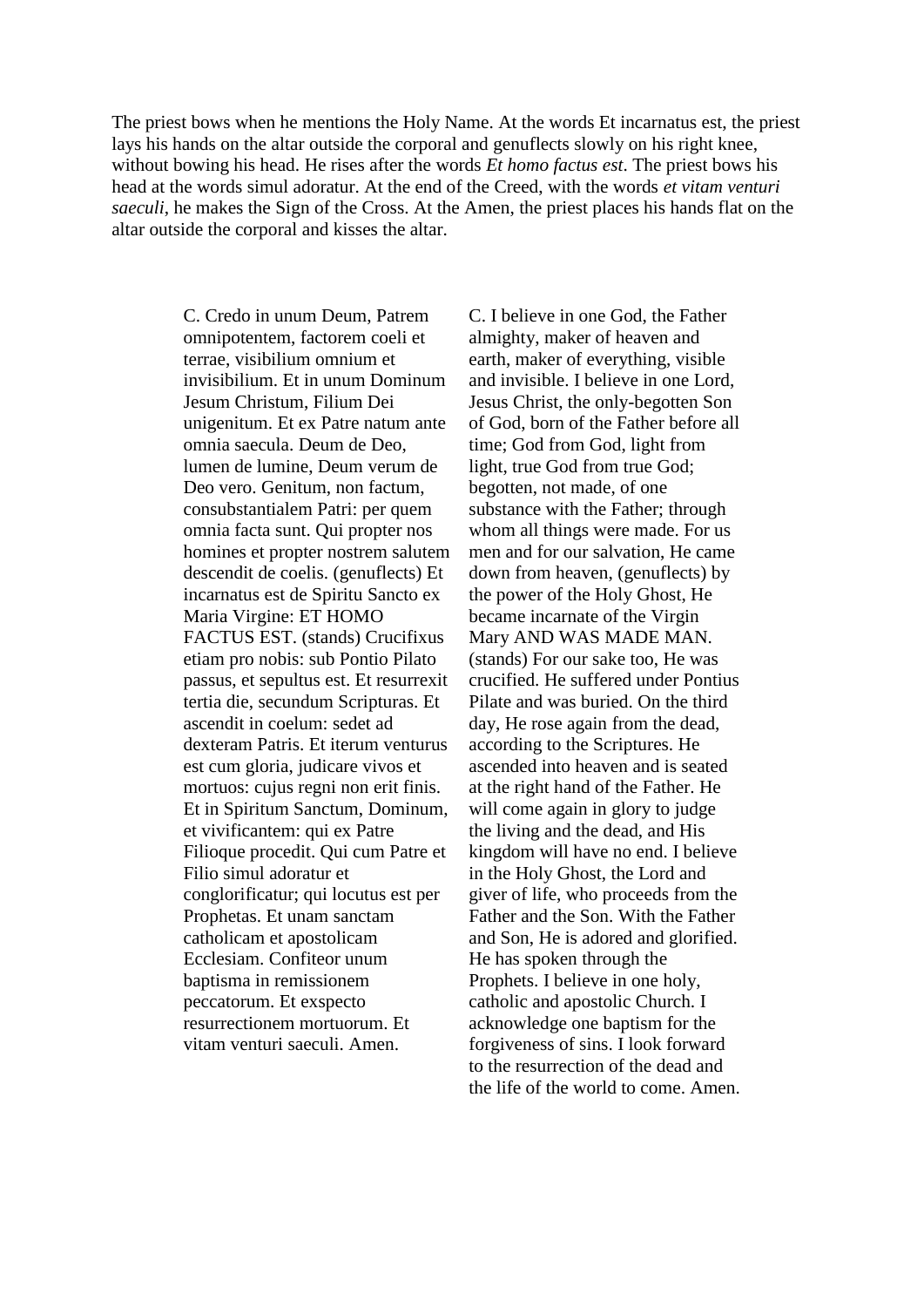The priest bows when he mentions the Holy Name. At the words Et incarnatus est, the priest lays his hands on the altar outside the corporal and genuflects slowly on his right knee, without bowing his head. He rises after the words *Et homo factus est*. The priest bows his head at the words simul adoratur. At the end of the Creed, with the words *et vitam venturi saeculi*, he makes the Sign of the Cross. At the Amen, the priest places his hands flat on the altar outside the corporal and kisses the altar.

C. Credo in unum Deum, Patrem omnipotentem, factorem coeli et terrae, visibilium omnium et invisibilium. Et in unum Dominum Jesum Christum, Filium Dei unigenitum. Et ex Patre natum ante omnia saecula. Deum de Deo, lumen de lumine, Deum verum de Deo vero. Genitum, non factum, consubstantialem Patri: per quem omnia facta sunt. Qui propter nos homines et propter nostrem salutem descendit de coelis. (genuflects) Et incarnatus est de Spiritu Sancto ex Maria Virgine: ET HOMO FACTUS EST. (stands) Crucifixus etiam pro nobis: sub Pontio Pilato passus, et sepultus est. Et resurrexit tertia die, secundum Scripturas. Et ascendit in coelum: sedet ad dexteram Patris. Et iterum venturus est cum gloria, judicare vivos et mortuos: cujus regni non erit finis. Et in Spiritum Sanctum, Dominum, et vivificantem: qui ex Patre Filioque procedit. Qui cum Patre et Filio simul adoratur et conglorificatur; qui locutus est per Prophetas. Et unam sanctam catholicam et apostolicam Ecclesiam. Confiteor unum baptisma in remissionem peccatorum. Et exspecto resurrectionem mortuorum. Et vitam venturi saeculi. Amen.

C. I believe in one God, the Father almighty, maker of heaven and earth, maker of everything, visible and invisible. I believe in one Lord, Jesus Christ, the only-begotten Son of God, born of the Father before all time; God from God, light from light, true God from true God; begotten, not made, of one substance with the Father; through whom all things were made. For us men and for our salvation, He came down from heaven, (genuflects) by the power of the Holy Ghost, He became incarnate of the Virgin Mary AND WAS MADE MAN. (stands) For our sake too, He was crucified. He suffered under Pontius Pilate and was buried. On the third day, He rose again from the dead, according to the Scriptures. He ascended into heaven and is seated at the right hand of the Father. He will come again in glory to judge the living and the dead, and His kingdom will have no end. I believe in the Holy Ghost, the Lord and giver of life, who proceeds from the Father and the Son. With the Father and Son, He is adored and glorified. He has spoken through the Prophets. I believe in one holy, catholic and apostolic Church. I acknowledge one baptism for the forgiveness of sins. I look forward to the resurrection of the dead and the life of the world to come. Amen.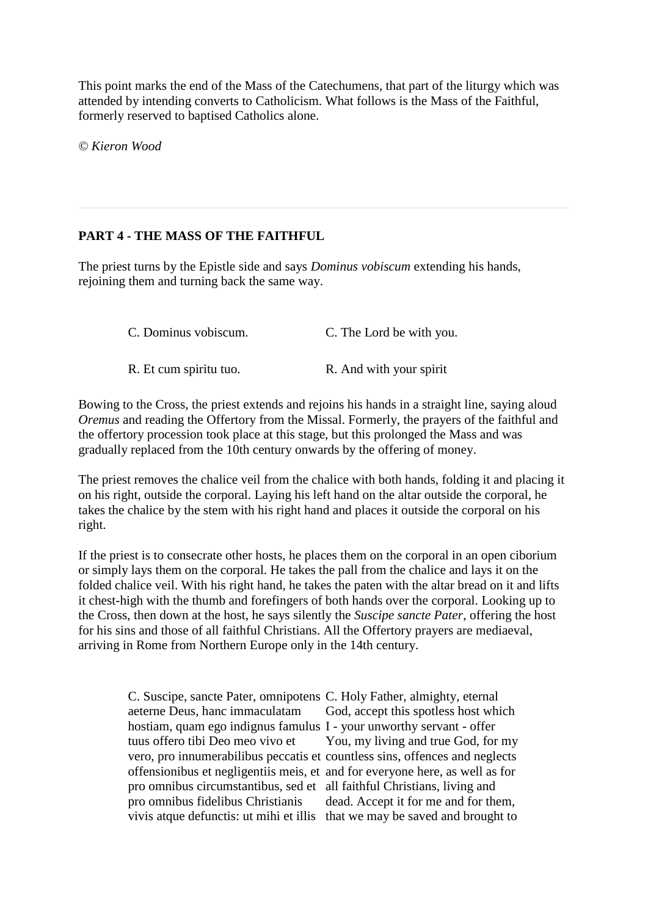This point marks the end of the Mass of the Catechumens, that part of the liturgy which was attended by intending converts to Catholicism. What follows is the Mass of the Faithful, formerly reserved to baptised Catholics alone.

*© Kieron Wood*

---

**PART 4 - THE MASS OF THE FAITHFUL**

The priest turns by the Epistle side and says *Dominus vobiscum* extending his hands, rejoining them and turning back the same way.

| | |
|---|---|
| C. Dominus vobiscum. | C. The Lord be with you. |
| R. Et cum spiritu tuo. | R. And with your spirit |

Bowing to the Cross, the priest extends and rejoins his hands in a straight line, saying aloud *Oremus* and reading the Offertory from the Missal. Formerly, the prayers of the faithful and the offertory procession took place at this stage, but this prolonged the Mass and was gradually replaced from the 10th century onwards by the offering of money.

The priest removes the chalice veil from the chalice with both hands, folding it and placing it on his right, outside the corporal. Laying his left hand on the altar outside the corporal, he takes the chalice by the stem with his right hand and places it outside the corporal on his right.

If the priest is to consecrate other hosts, he places them on the corporal in an open ciborium or simply lays them on the corporal. He takes the pall from the chalice and lays it on the folded chalice veil. With his right hand, he takes the paten with the altar bread on it and lifts it chest-high with the thumb and forefingers of both hands over the corporal. Looking up to the Cross, then down at the host, he says silently the *Suscipe sancte Pater*, offering the host for his sins and those of all faithful Christians. All the Offertory prayers are mediaeval, arriving in Rome from Northern Europe only in the 14th century.

| | |
|---|---|
| C. Suscipe, sancte Pater, omnipotens aeterne Deus, hanc immaculatam hostiam, quam ego indignus famulus tuus offero tibi Deo meo vivo et vero, pro innumerabilibus peccatis et offensionibus et negligentiis meis, et pro omnibus circumstantibus, sed et pro omnibus fidelibus Christianis vivis atque defunctis: ut mihi et illis | C. Holy Father, almighty, eternal God, accept this spotless host which I - your unworthy servant - offer You, my living and true God, for my countless sins, offences and neglects and for everyone here, as well as for all faithful Christians, living and dead. Accept it for me and for them, that we may be saved and brought to |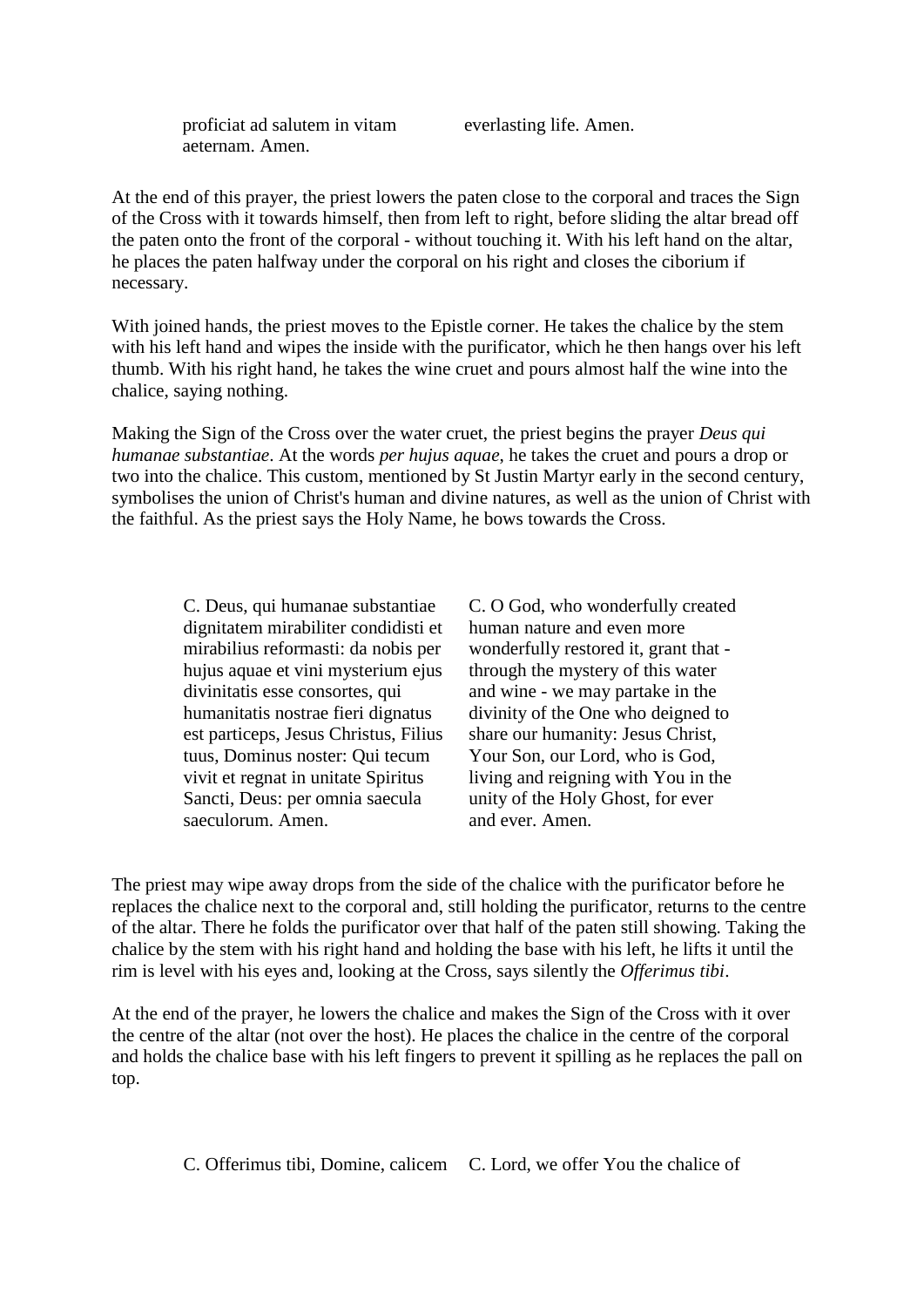| | |
|---|---|
| proficiat ad salutem in vitam aeternam. Amen. | everlasting life. Amen. |

At the end of this prayer, the priest lowers the paten close to the corporal and traces the Sign of the Cross with it towards himself, then from left to right, before sliding the altar bread off the paten onto the front of the corporal - without touching it. With his left hand on the altar, he places the paten halfway under the corporal on his right and closes the ciborium if necessary.

With joined hands, the priest moves to the Epistle corner. He takes the chalice by the stem with his left hand and wipes the inside with the purificator, which he then hangs over his left thumb. With his right hand, he takes the wine cruet and pours almost half the wine into the chalice, saying nothing.

Making the Sign of the Cross over the water cruet, the priest begins the prayer *Deus qui humanae substantiae*. At the words *per hujus aquae*, he takes the cruet and pours a drop or two into the chalice. This custom, mentioned by St Justin Martyr early in the second century, symbolises the union of Christ's human and divine natures, as well as the union of Christ with the faithful. As the priest says the Holy Name, he bows towards the Cross.

| | |
|---|---|
| C. Deus, qui humanae substantiae dignitatem mirabiliter condidisti et mirabilius reformasti: da nobis per hujus aquae et vini mysterium ejus divinitatis esse consortes, qui humanitatis nostrae fieri dignatus est particeps, Jesus Christus, Filius tuus, Dominus noster: Qui tecum vivit et regnat in unitate Spiritus Sancti, Deus: per omnia saecula saeculorum. Amen. | C. O God, who wonderfully created human nature and even more wonderfully restored it, grant that - through the mystery of this water and wine - we may partake in the divinity of the One who deigned to share our humanity: Jesus Christ, Your Son, our Lord, who is God, living and reigning with You in the unity of the Holy Ghost, for ever and ever. Amen. |

The priest may wipe away drops from the side of the chalice with the purificator before he replaces the chalice next to the corporal and, still holding the purificator, returns to the centre of the altar. There he folds the purificator over that half of the paten still showing. Taking the chalice by the stem with his right hand and holding the base with his left, he lifts it until the rim is level with his eyes and, looking at the Cross, says silently the *Offerimus tibi*.

At the end of the prayer, he lowers the chalice and makes the Sign of the Cross with it over the centre of the altar (not over the host). He places the chalice in the centre of the corporal and holds the chalice base with his left fingers to prevent it spilling as he replaces the pall on top.

| | |
|---|---|
| C. Offerimus tibi, Domine, calicem | C. Lord, we offer You the chalice of |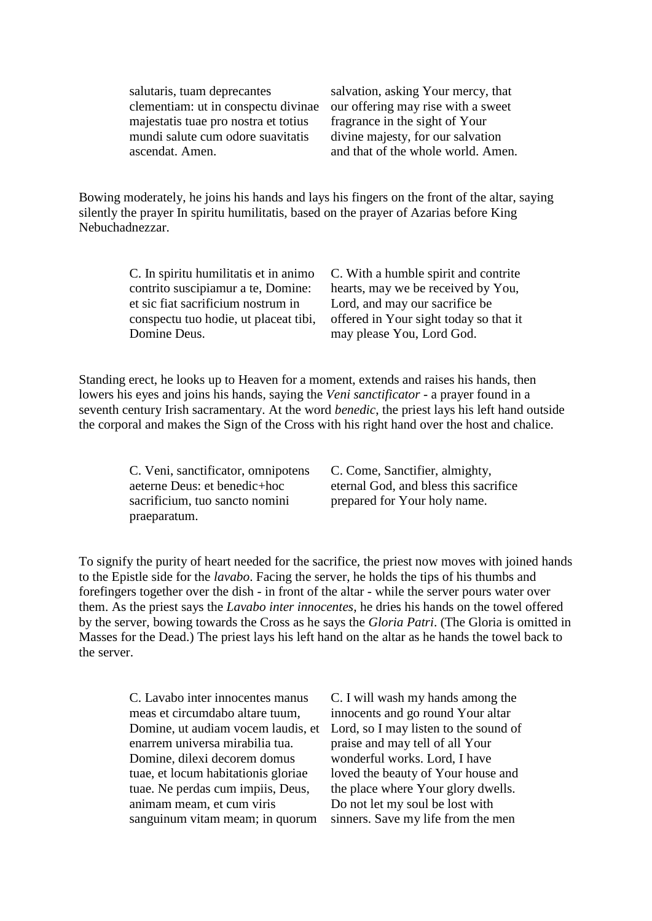| | |
|---|---|
| salutaris, tuam deprecantes clementiam: ut in conspectu divinae majestatis tuae pro nostra et totius mundi salute cum odore suavitatis ascendat. Amen. | salvation, asking Your mercy, that our offering may rise with a sweet fragrance in the sight of Your divine majesty, for our salvation and that of the whole world. Amen. |

Bowing moderately, he joins his hands and lays his fingers on the front of the altar, saying silently the prayer In spiritu humilitatis, based on the prayer of Azarias before King Nebuchadnezzar.

| | |
|---|---|
| C. In spiritu humilitatis et in animo contrito suscipiamur a te, Domine: et sic fiat sacrificium nostrum in conspectu tuo hodie, ut placeat tibi, Domine Deus. | C. With a humble spirit and contrite hearts, may we be received by You, Lord, and may our sacrifice be offered in Your sight today so that it may please You, Lord God. |

Standing erect, he looks up to Heaven for a moment, extends and raises his hands, then lowers his eyes and joins his hands, saying the *Veni sanctificator* - a prayer found in a seventh century Irish sacramentary. At the word *benedic*, the priest lays his left hand outside the corporal and makes the Sign of the Cross with his right hand over the host and chalice.

| | |
|---|---|
| C. Veni, sanctificator, omnipotens aeterne Deus: et benedic+hoc sacrificium, tuo sancto nomini praeparatum. | C. Come, Sanctifier, almighty, eternal God, and bless this sacrifice prepared for Your holy name. |

To signify the purity of heart needed for the sacrifice, the priest now moves with joined hands to the Epistle side for the *lavabo*. Facing the server, he holds the tips of his thumbs and forefingers together over the dish - in front of the altar - while the server pours water over them. As the priest says the *Lavabo inter innocentes*, he dries his hands on the towel offered by the server, bowing towards the Cross as he says the *Gloria Patri*. (The Gloria is omitted in Masses for the Dead.) The priest lays his left hand on the altar as he hands the towel back to the server.

| | |
|---|---|
| C. Lavabo inter innocentes manus meas et circumdabo altare tuum, Domine, ut audiam vocem laudis, et enarrem universa mirabilia tua. Domine, dilexi decorem domus tuae, et locum habitationis gloriae tuae. Ne perdas cum impiis, Deus, animam meam, et cum viris sanguinum vitam meam; in quorum | C. I will wash my hands among the innocents and go round Your altar Lord, so I may listen to the sound of praise and may tell of all Your wonderful works. Lord, I have loved the beauty of Your house and the place where Your glory dwells. Do not let my soul be lost with sinners. Save my life from the men |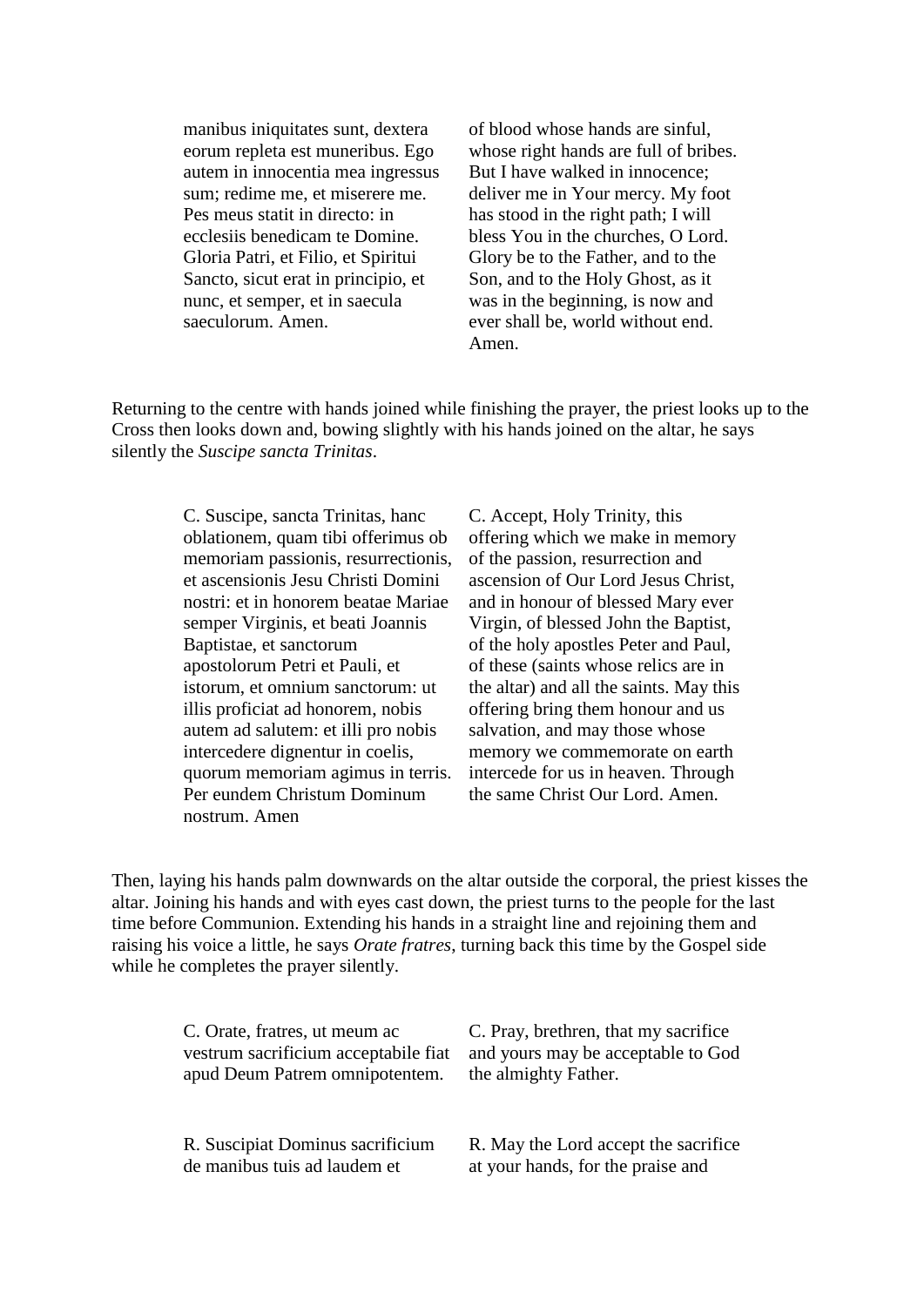| | |
|---|---|
| manibus iniquitates sunt, dextera eorum repleta est muneribus. Ego autem in innocentia mea ingressus sum; redime me, et miserere me. Pes meus statit in directo: in ecclesiis benedicam te Domine. Gloria Patri, et Filio, et Spiritui Sancto, sicut erat in principio, et nunc, et semper, et in saecula saeculorum. Amen. | of blood whose hands are sinful, whose right hands are full of bribes. But I have walked in innocence; deliver me in Your mercy. My foot has stood in the right path; I will bless You in the churches, O Lord. Glory be to the Father, and to the Son, and to the Holy Ghost, as it was in the beginning, is now and ever shall be, world without end. Amen. |

Returning to the centre with hands joined while finishing the prayer, the priest looks up to the Cross then looks down and, bowing slightly with his hands joined on the altar, he says silently the *Suscipe sancta Trinitas*.

| | |
|---|---|
| C. Suscipe, sancta Trinitas, hanc oblationem, quam tibi offerimus ob memoriam passionis, resurrectionis, et ascensionis Jesu Christi Domini nostri: et in honorem beatae Mariae semper Virginis, et beati Joannis Baptistae, et sanctorum apostolorum Petri et Pauli, et istorum, et omnium sanctorum: ut illis proficiat ad honorem, nobis autem ad salutem: et illi pro nobis intercedere dignentur in coelis, quorum memoriam agimus in terris. Per eundem Christum Dominum nostrum. Amen | C. Accept, Holy Trinity, this offering which we make in memory of the passion, resurrection and ascension of Our Lord Jesus Christ, and in honour of blessed Mary ever Virgin, of blessed John the Baptist, of the holy apostles Peter and Paul, of these (saints whose relics are in the altar) and all the saints. May this offering bring them honour and us salvation, and may those whose memory we commemorate on earth intercede for us in heaven. Through the same Christ Our Lord. Amen. |

Then, laying his hands palm downwards on the altar outside the corporal, the priest kisses the altar. Joining his hands and with eyes cast down, the priest turns to the people for the last time before Communion. Extending his hands in a straight line and rejoining them and raising his voice a little, he says *Orate fratres*, turning back this time by the Gospel side while he completes the prayer silently.

| | |
|---|---|
| C. Orate, fratres, ut meum ac vestrum sacrificium acceptabile fiat apud Deum Patrem omnipotentem. | C. Pray, brethren, that my sacrifice and yours may be acceptable to God the almighty Father. |
| R. Suscipiat Dominus sacrificium de manibus tuis ad laudem et | R. May the Lord accept the sacrifice at your hands, for the praise and |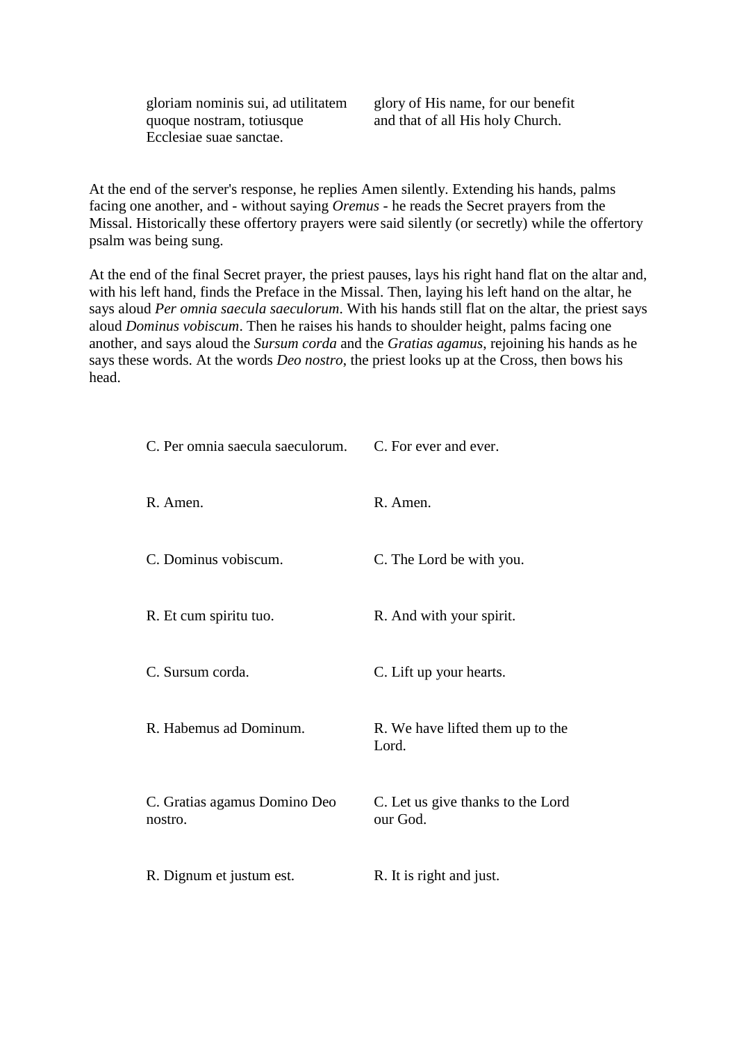| | |
|---|---|
| gloriam nominis sui, ad utilitatem quoque nostram, totiusque Ecclesiae suae sanctae. | glory of His name, for our benefit and that of all His holy Church. |

At the end of the server's response, he replies Amen silently. Extending his hands, palms facing one another, and - without saying *Oremus* - he reads the Secret prayers from the Missal. Historically these offertory prayers were said silently (or secretly) while the offertory psalm was being sung.

At the end of the final Secret prayer, the priest pauses, lays his right hand flat on the altar and, with his left hand, finds the Preface in the Missal. Then, laying his left hand on the altar, he says aloud *Per omnia saecula saeculorum*. With his hands still flat on the altar, the priest says aloud *Dominus vobiscum*. Then he raises his hands to shoulder height, palms facing one another, and says aloud the *Sursum corda* and the *Gratias agamus*, rejoining his hands as he says these words. At the words *Deo nostro*, the priest looks up at the Cross, then bows his head.

| | |
|---|---|
| C. Per omnia saecula saeculorum. | C. For ever and ever. |
| R. Amen. | R. Amen. |
| C. Dominus vobiscum. | C. The Lord be with you. |
| R. Et cum spiritu tuo. | R. And with your spirit. |
| C. Sursum corda. | C. Lift up your hearts. |
| R. Habemus ad Dominum. | R. We have lifted them up to the Lord. |
| C. Gratias agamus Domino Deo nostro. | C. Let us give thanks to the Lord our God. |
| R. Dignum et justum est. | R. It is right and just. |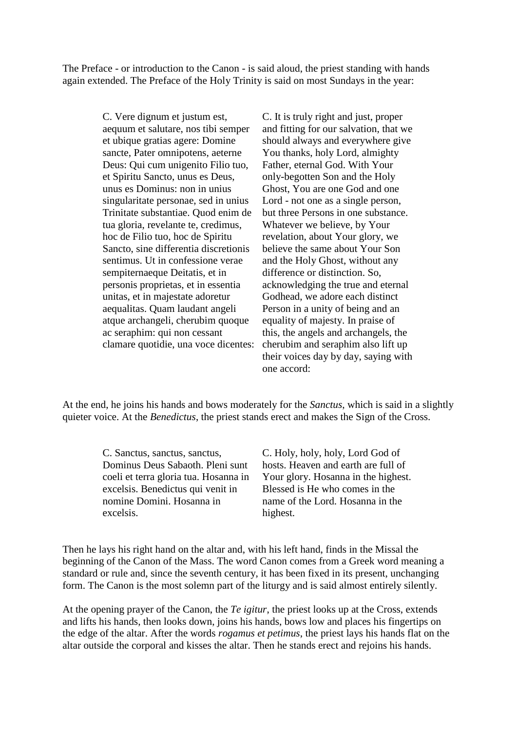The Preface - or introduction to the Canon - is said aloud, the priest standing with hands again extended. The Preface of the Holy Trinity is said on most Sundays in the year:

| | |
|---|---|
| C. Vere dignum et justum est, aequum et salutare, nos tibi semper et ubique gratias agere: Domine sancte, Pater omnipotens, aeterne Deus: Qui cum unigenito Filio tuo, et Spiritu Sancto, unus es Deus, unus es Dominus: non in unius singularitate personae, sed in unius Trinitate substantiae. Quod enim de tua gloria, revelante te, credimus, hoc de Filio tuo, hoc de Spiritu Sancto, sine differentia discretionis sentimus. Ut in confessione verae sempiternaeque Deitatis, et in personis proprietas, et in essentia unitas, et in majestate adoretur aequalitas. Quam laudant angeli atque archangeli, cherubim quoque ac seraphim: qui non cessant clamare quotidie, una voce dicentes: | C. It is truly right and just, proper and fitting for our salvation, that we should always and everywhere give You thanks, holy Lord, almighty Father, eternal God. With Your only-begotten Son and the Holy Ghost, You are one God and one Lord - not one as a single person, but three Persons in one substance. Whatever we believe, by Your revelation, about Your glory, we believe the same about Your Son and the Holy Ghost, without any difference or distinction. So, acknowledging the true and eternal Godhead, we adore each distinct Person in a unity of being and an equality of majesty. In praise of this, the angels and archangels, the cherubim and seraphim also lift up their voices day by day, saying with one accord: |

At the end, he joins his hands and bows moderately for the *Sanctus*, which is said in a slightly quieter voice. At the *Benedictus*, the priest stands erect and makes the Sign of the Cross.

| | |
|---|---|
| C. Sanctus, sanctus, sanctus, Dominus Deus Sabaoth. Pleni sunt coeli et terra gloria tua. Hosanna in excelsis. Benedictus qui venit in nomine Domini. Hosanna in excelsis. | C. Holy, holy, holy, Lord God of hosts. Heaven and earth are full of Your glory. Hosanna in the highest. Blessed is He who comes in the name of the Lord. Hosanna in the highest. |

Then he lays his right hand on the altar and, with his left hand, finds in the Missal the beginning of the Canon of the Mass. The word Canon comes from a Greek word meaning a standard or rule and, since the seventh century, it has been fixed in its present, unchanging form. The Canon is the most solemn part of the liturgy and is said almost entirely silently.

At the opening prayer of the Canon, the *Te igitur*, the priest looks up at the Cross, extends and lifts his hands, then looks down, joins his hands, bows low and places his fingertips on the edge of the altar. After the words *rogamus et petimus*, the priest lays his hands flat on the altar outside the corporal and kisses the altar. Then he stands erect and rejoins his hands.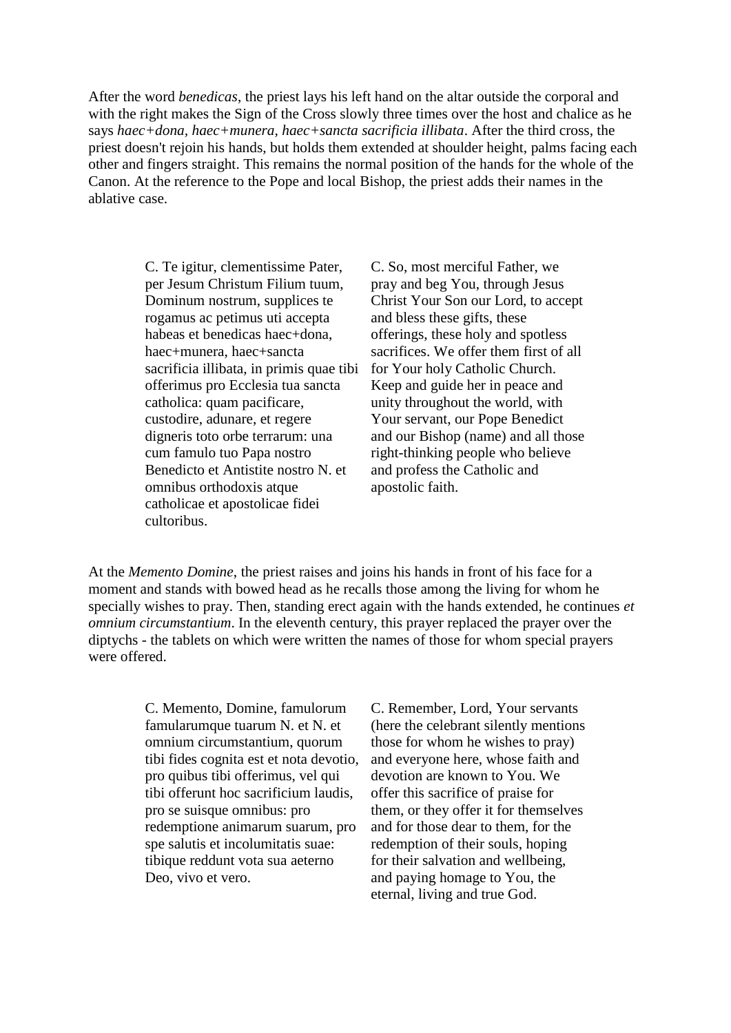After the word *benedicas*, the priest lays his left hand on the altar outside the corporal and with the right makes the Sign of the Cross slowly three times over the host and chalice as he says *haec+dona, haec+munera, haec+sancta sacrificia illibata*. After the third cross, the priest doesn't rejoin his hands, but holds them extended at shoulder height, palms facing each other and fingers straight. This remains the normal position of the hands for the whole of the Canon. At the reference to the Pope and local Bishop, the priest adds their names in the ablative case.

| | |
|---|---|
| C. Te igitur, clementissime Pater, per Jesum Christum Filium tuum, Dominum nostrum, supplices te rogamus ac petimus uti accepta habeas et benedicas haec+dona, haec+munera, haec+sancta sacrificia illibata, in primis quae tibi offerimus pro Ecclesia tua sancta catholica: quam pacificare, custodire, adunare, et regere digneris toto orbe terrarum: una cum famulo tuo Papa nostro Benedicto et Antistite nostro N. et omnibus orthodoxis atque catholicae et apostolicae fidei cultoribus. | C. So, most merciful Father, we pray and beg You, through Jesus Christ Your Son our Lord, to accept and bless these gifts, these offerings, these holy and spotless sacrifices. We offer them first of all for Your holy Catholic Church. Keep and guide her in peace and unity throughout the world, with Your servant, our Pope Benedict and our Bishop (name) and all those right-thinking people who believe and profess the Catholic and apostolic faith. |

At the *Memento Domine*, the priest raises and joins his hands in front of his face for a moment and stands with bowed head as he recalls those among the living for whom he specially wishes to pray. Then, standing erect again with the hands extended, he continues *et omnium circumstantium*. In the eleventh century, this prayer replaced the prayer over the diptychs - the tablets on which were written the names of those for whom special prayers were offered.

| | |
|---|---|
| C. Memento, Domine, famulorum famularumque tuarum N. et N. et omnium circumstantium, quorum tibi fides cognita est et nota devotio, pro quibus tibi offerimus, vel qui tibi offerunt hoc sacrificium laudis, pro se suisque omnibus: pro redemptione animarum suarum, pro spe salutis et incolumitatis suae: tibique reddunt vota sua aeterno Deo, vivo et vero. | C. Remember, Lord, Your servants (here the celebrant silently mentions those for whom he wishes to pray) and everyone here, whose faith and devotion are known to You. We offer this sacrifice of praise for them, or they offer it for themselves and for those dear to them, for the redemption of their souls, hoping for their salvation and wellbeing, and paying homage to You, the eternal, living and true God. |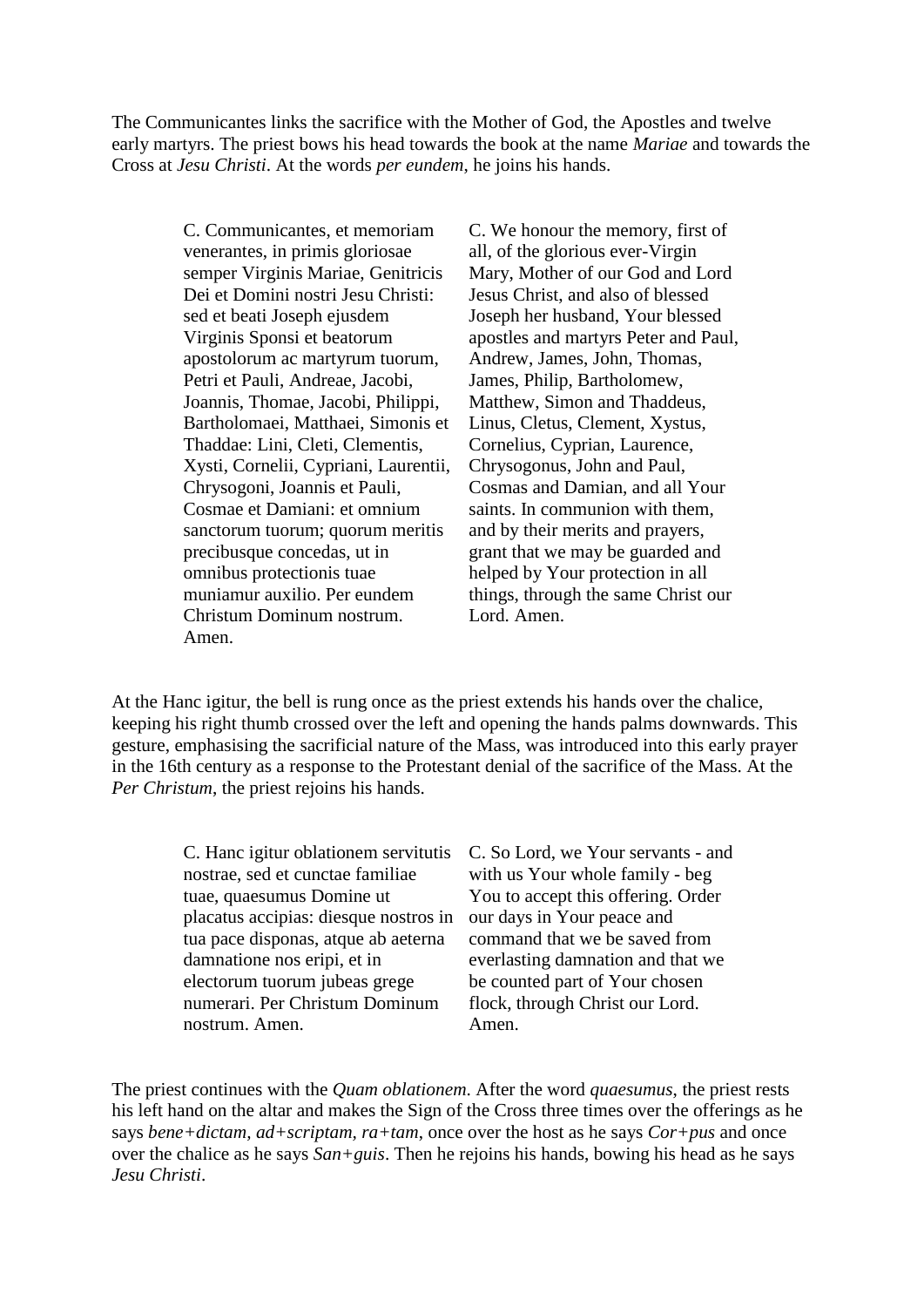The Communicantes links the sacrifice with the Mother of God, the Apostles and twelve early martyrs. The priest bows his head towards the book at the name *Mariae* and towards the Cross at *Jesu Christi*. At the words *per eundem*, he joins his hands.

| | |
|---|---|
| C. Communicantes, et memoriam venerantes, in primis gloriosae semper Virginis Mariae, Genitricis Dei et Domini nostri Jesu Christi: sed et beati Joseph ejusdem Virginis Sponsi et beatorum apostolorum ac martyrum tuorum, Petri et Pauli, Andreae, Jacobi, Joannis, Thomae, Jacobi, Philippi, Bartholomaei, Matthaei, Simonis et Thaddae: Lini, Cleti, Clementis, Xysti, Cornelii, Cypriani, Laurentii, Chrysogoni, Joannis et Pauli, Cosmae et Damiani: et omnium sanctorum tuorum; quorum meritis precibusque concedas, ut in omnibus protectionis tuae muniamur auxilio. Per eundem Christum Dominum nostrum. Amen. | C. We honour the memory, first of all, of the glorious ever-Virgin Mary, Mother of our God and Lord Jesus Christ, and also of blessed Joseph her husband, Your blessed apostles and martyrs Peter and Paul, Andrew, James, John, Thomas, James, Philip, Bartholomew, Matthew, Simon and Thaddeus, Linus, Cletus, Clement, Xystus, Cornelius, Cyprian, Laurence, Chrysogonus, John and Paul, Cosmas and Damian, and all Your saints. In communion with them, and by their merits and prayers, grant that we may be guarded and helped by Your protection in all things, through the same Christ our Lord. Amen. |

At the Hanc igitur, the bell is rung once as the priest extends his hands over the chalice, keeping his right thumb crossed over the left and opening the hands palms downwards. This gesture, emphasising the sacrificial nature of the Mass, was introduced into this early prayer in the 16th century as a response to the Protestant denial of the sacrifice of the Mass. At the *Per Christum*, the priest rejoins his hands.

| | |
|---|---|
| C. Hanc igitur oblationem servitutis nostrae, sed et cunctae familiae tuae, quaesumus Domine ut placatus accipias: diesque nostros in tua pace disponas, atque ab aeterna damnatione nos eripi, et in electorum tuorum jubeas grege numerari. Per Christum Dominum nostrum. Amen. | C. So Lord, we Your servants - and with us Your whole family - beg You to accept this offering. Order our days in Your peace and command that we be saved from everlasting damnation and that we be counted part of Your chosen flock, through Christ our Lord. Amen. |

The priest continues with the *Quam oblationem*. After the word *quaesumus*, the priest rests his left hand on the altar and makes the Sign of the Cross three times over the offerings as he says *bene+dictam, ad+scriptam, ra+tam*, once over the host as he says *Cor+pus* and once over the chalice as he says *San+guis*. Then he rejoins his hands, bowing his head as he says *Jesu Christi*.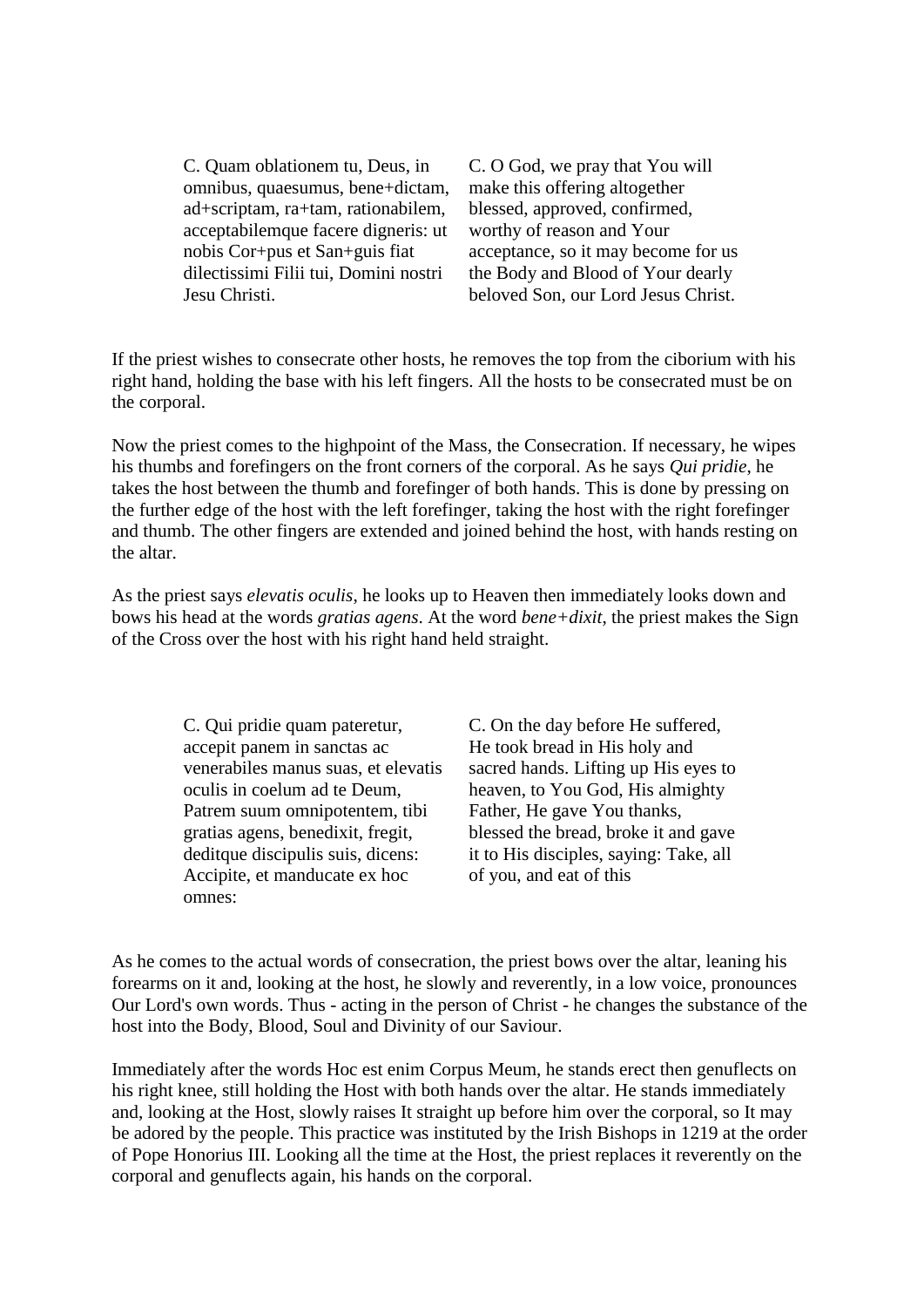| | |
|---|---|
| C. Quam oblationem tu, Deus, in omnibus, quaesumus, bene+dictam, ad+scriptam, ra+tam, rationabilem, acceptabilemque facere digneris: ut nobis Cor+pus et San+guis fiat dilectissimi Filii tui, Domini nostri Jesu Christi. | C. O God, we pray that You will make this offering altogether blessed, approved, confirmed, worthy of reason and Your acceptance, so it may become for us the Body and Blood of Your dearly beloved Son, our Lord Jesus Christ. |

If the priest wishes to consecrate other hosts, he removes the top from the ciborium with his right hand, holding the base with his left fingers. All the hosts to be consecrated must be on the corporal.

Now the priest comes to the highpoint of the Mass, the Consecration. If necessary, he wipes his thumbs and forefingers on the front corners of the corporal. As he says *Qui pridie*, he takes the host between the thumb and forefinger of both hands. This is done by pressing on the further edge of the host with the left forefinger, taking the host with the right forefinger and thumb. The other fingers are extended and joined behind the host, with hands resting on the altar.

As the priest says *elevatis oculis*, he looks up to Heaven then immediately looks down and bows his head at the words *gratias agens*. At the word *bene+dixit*, the priest makes the Sign of the Cross over the host with his right hand held straight.

| | |
|---|---|
| C. Qui pridie quam pateretur, accepit panem in sanctas ac venerabiles manus suas, et elevatis oculis in coelum ad te Deum, Patrem suum omnipotentem, tibi gratias agens, benedixit, fregit, deditque discipulis suis, dicens: Accipite, et manducate ex hoc omnes: | C. On the day before He suffered, He took bread in His holy and sacred hands. Lifting up His eyes to heaven, to You God, His almighty Father, He gave You thanks, blessed the bread, broke it and gave it to His disciples, saying: Take, all of you, and eat of this |

As he comes to the actual words of consecration, the priest bows over the altar, leaning his forearms on it and, looking at the host, he slowly and reverently, in a low voice, pronounces Our Lord's own words. Thus - acting in the person of Christ - he changes the substance of the host into the Body, Blood, Soul and Divinity of our Saviour.

Immediately after the words Hoc est enim Corpus Meum, he stands erect then genuflects on his right knee, still holding the Host with both hands over the altar. He stands immediately and, looking at the Host, slowly raises It straight up before him over the corporal, so It may be adored by the people. This practice was instituted by the Irish Bishops in 1219 at the order of Pope Honorius III. Looking all the time at the Host, the priest replaces it reverently on the corporal and genuflects again, his hands on the corporal.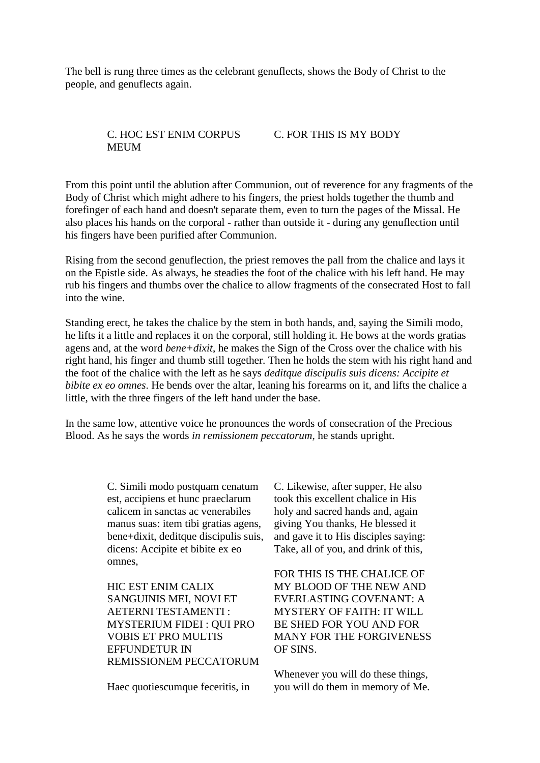The bell is rung three times as the celebrant genuflects, shows the Body of Christ to the people, and genuflects again.

| | |
|---|---|
| C. HOC EST ENIM CORPUS MEUM | C. FOR THIS IS MY BODY |

From this point until the ablution after Communion, out of reverence for any fragments of the Body of Christ which might adhere to his fingers, the priest holds together the thumb and forefinger of each hand and doesn't separate them, even to turn the pages of the Missal. He also places his hands on the corporal - rather than outside it - during any genuflection until his fingers have been purified after Communion.

Rising from the second genuflection, the priest removes the pall from the chalice and lays it on the Epistle side. As always, he steadies the foot of the chalice with his left hand. He may rub his fingers and thumbs over the chalice to allow fragments of the consecrated Host to fall into the wine.

Standing erect, he takes the chalice by the stem in both hands, and, saying the Simili modo, he lifts it a little and replaces it on the corporal, still holding it. He bows at the words gratias agens and, at the word *bene+dixit*, he makes the Sign of the Cross over the chalice with his right hand, his finger and thumb still together. Then he holds the stem with his right hand and the foot of the chalice with the left as he says *deditque discipulis suis dicens: Accipite et bibite ex eo omnes*. He bends over the altar, leaning his forearms on it, and lifts the chalice a little, with the three fingers of the left hand under the base.

In the same low, attentive voice he pronounces the words of consecration of the Precious Blood. As he says the words *in remissionem peccatorum*, he stands upright.

| | |
|---|---|
| C. Simili modo postquam cenatum est, accipiens et hunc praeclarum calicem in sanctas ac venerabiles manus suas: item tibi gratias agens, bene+dixit, deditque discipulis suis, dicens: Accipite et bibite ex eo omnes, | C. Likewise, after supper, He also took this excellent chalice in His holy and sacred hands and, again giving You thanks, He blessed it and gave it to His disciples saying: Take, all of you, and drink of this, |
| HIC EST ENIM CALIX SANGUINIS MEI, NOVI ET AETERNI TESTAMENTI : MYSTERIUM FIDEI : QUI PRO VOBIS ET PRO MULTIS EFFUNDETUR IN REMISSIONEM PECCATORUM | FOR THIS IS THE CHALICE OF MY BLOOD OF THE NEW AND EVERLASTING COVENANT: A MYSTERY OF FAITH: IT WILL BE SHED FOR YOU AND FOR MANY FOR THE FORGIVENESS OF SINS. |
| Haec quotiescumque feceritis, in | Whenever you will do these things, you will do them in memory of Me. |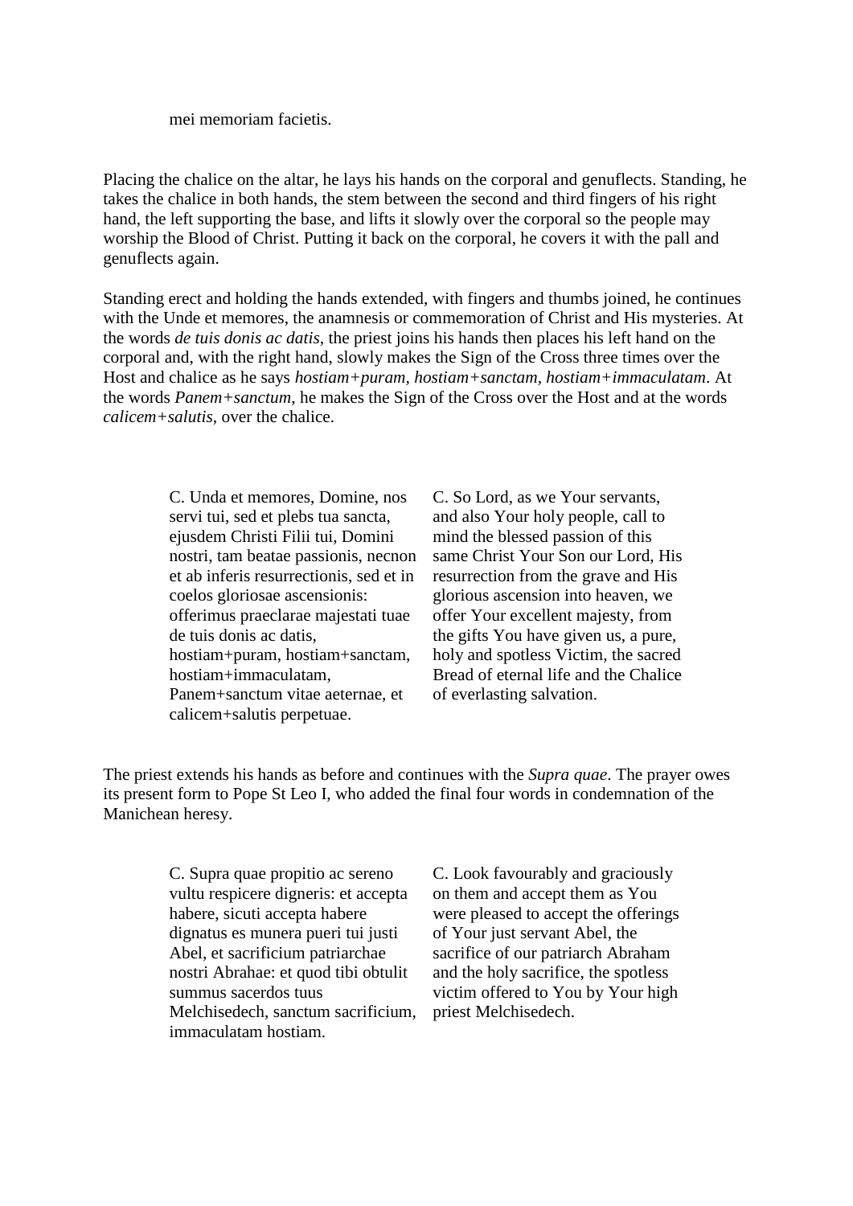mei memoriam facietis.

Placing the chalice on the altar, he lays his hands on the corporal and genuflects. Standing, he takes the chalice in both hands, the stem between the second and third fingers of his right hand, the left supporting the base, and lifts it slowly over the corporal so the people may worship the Blood of Christ. Putting it back on the corporal, he covers it with the pall and genuflects again.

Standing erect and holding the hands extended, with fingers and thumbs joined, he continues with the Unde et memores, the anamnesis or commemoration of Christ and His mysteries. At the words *de tuis donis ac datis*, the priest joins his hands then places his left hand on the corporal and, with the right hand, slowly makes the Sign of the Cross three times over the Host and chalice as he says *hostiam+puram, hostiam+sanctam, hostiam+immaculatam*. At the words *Panem+sanctum*, he makes the Sign of the Cross over the Host and at the words *calicem+salutis*, over the chalice.

C. Unda et memores, Domine, nos servi tui, sed et plebs tua sancta, ejusdem Christi Filii tui, Domini nostri, tam beatae passionis, necnon et ab inferis resurrectionis, sed et in coelos gloriosae ascensionis: offerimus praeclarae majestati tuae de tuis donis ac datis, hostiam+puram, hostiam+sanctam, hostiam+immaculatam, Panem+sanctum vitae aeternae, et calicem+salutis perpetuae.

C. So Lord, as we Your servants, and also Your holy people, call to mind the blessed passion of this same Christ Your Son our Lord, His resurrection from the grave and His glorious ascension into heaven, we offer Your excellent majesty, from the gifts You have given us, a pure, holy and spotless Victim, the sacred Bread of eternal life and the Chalice of everlasting salvation.

The priest extends his hands as before and continues with the *Supra quae*. The prayer owes its present form to Pope St Leo I, who added the final four words in condemnation of the Manichean heresy.

C. Supra quae propitio ac sereno vultu respicere digneris: et accepta habere, sicuti accepta habere dignatus es munera pueri tui justi Abel, et sacrificium patriarchae nostri Abrahae: et quod tibi obtulit summus sacerdos tuus Melchisedech, sanctum sacrificium, immaculatam hostiam.

C. Look favourably and graciously on them and accept them as You were pleased to accept the offerings of Your just servant Abel, the sacrifice of our patriarch Abraham and the holy sacrifice, the spotless victim offered to You by Your high priest Melchisedech.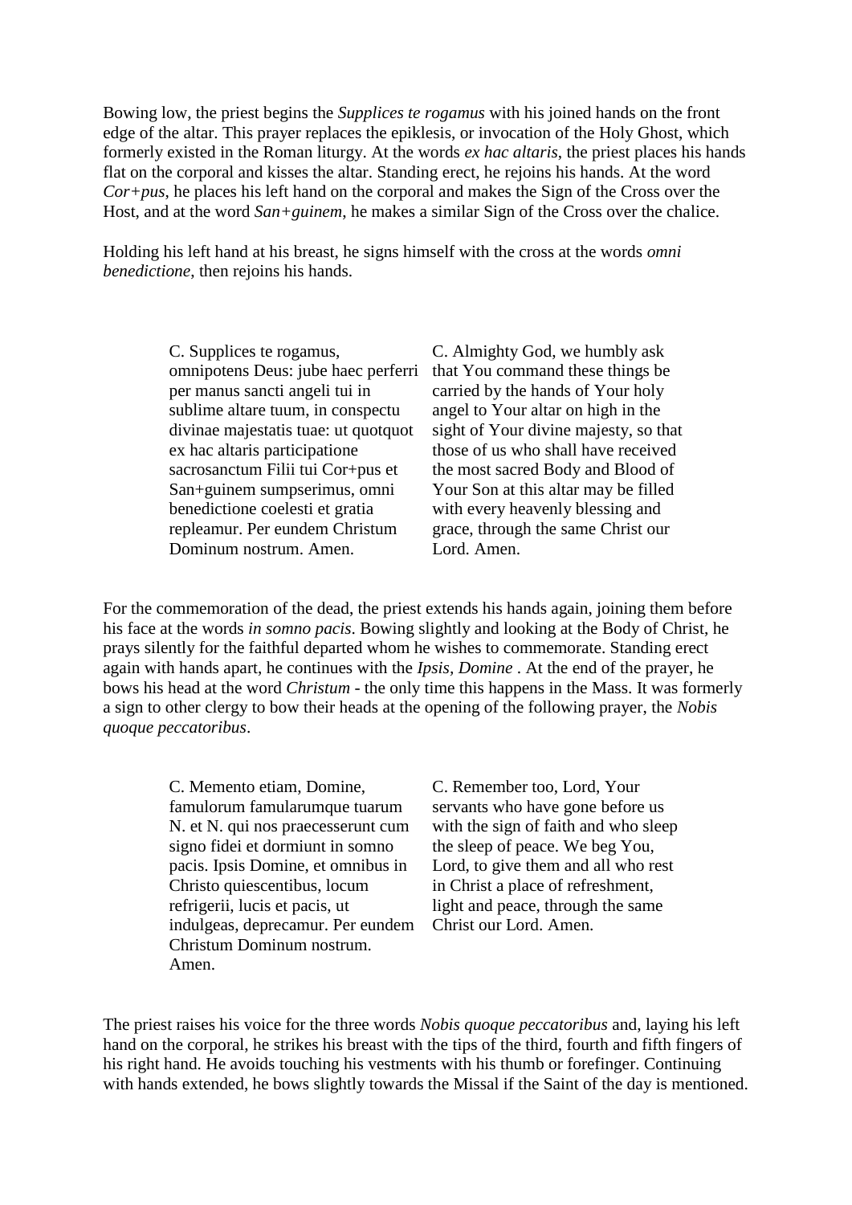Bowing low, the priest begins the *Supplices te rogamus* with his joined hands on the front edge of the altar. This prayer replaces the epiklesis, or invocation of the Holy Ghost, which formerly existed in the Roman liturgy. At the words *ex hac altaris*, the priest places his hands flat on the corporal and kisses the altar. Standing erect, he rejoins his hands. At the word *Cor+pus*, he places his left hand on the corporal and makes the Sign of the Cross over the Host, and at the word *San+guinem*, he makes a similar Sign of the Cross over the chalice.

Holding his left hand at his breast, he signs himself with the cross at the words *omni benedictione*, then rejoins his hands.

| | |
|---|---|
| C. Supplices te rogamus, omnipotens Deus: jube haec perferri per manus sancti angeli tui in sublime altare tuum, in conspectu divinae majestatis tuae: ut quotquot ex hac altaris participatione sacrosanctum Filii tui Cor+pus et San+guinem sumpserimus, omni benedictione coelesti et gratia repleamur. Per eundem Christum Dominum nostrum. Amen. | C. Almighty God, we humbly ask that You command these things be carried by the hands of Your holy angel to Your altar on high in the sight of Your divine majesty, so that those of us who shall have received the most sacred Body and Blood of Your Son at this altar may be filled with every heavenly blessing and grace, through the same Christ our Lord. Amen. |

For the commemoration of the dead, the priest extends his hands again, joining them before his face at the words *in somno pacis*. Bowing slightly and looking at the Body of Christ, he prays silently for the faithful departed whom he wishes to commemorate. Standing erect again with hands apart, he continues with the *Ipsis, Domine* . At the end of the prayer, he bows his head at the word *Christum* - the only time this happens in the Mass. It was formerly a sign to other clergy to bow their heads at the opening of the following prayer, the *Nobis quoque peccatoribus*.

| | |
|---|---|
| C. Memento etiam, Domine, famulorum famularumque tuarum N. et N. qui nos praecesserunt cum signo fidei et dormiunt in somno pacis. Ipsis Domine, et omnibus in Christo quiescentibus, locum refrigerii, lucis et pacis, ut indulgeas, deprecamur. Per eundem Christum Dominum nostrum. Amen. | C. Remember too, Lord, Your servants who have gone before us with the sign of faith and who sleep the sleep of peace. We beg You, Lord, to give them and all who rest in Christ a place of refreshment, light and peace, through the same Christ our Lord. Amen. |

The priest raises his voice for the three words *Nobis quoque peccatoribus* and, laying his left hand on the corporal, he strikes his breast with the tips of the third, fourth and fifth fingers of his right hand. He avoids touching his vestments with his thumb or forefinger. Continuing with hands extended, he bows slightly towards the Missal if the Saint of the day is mentioned.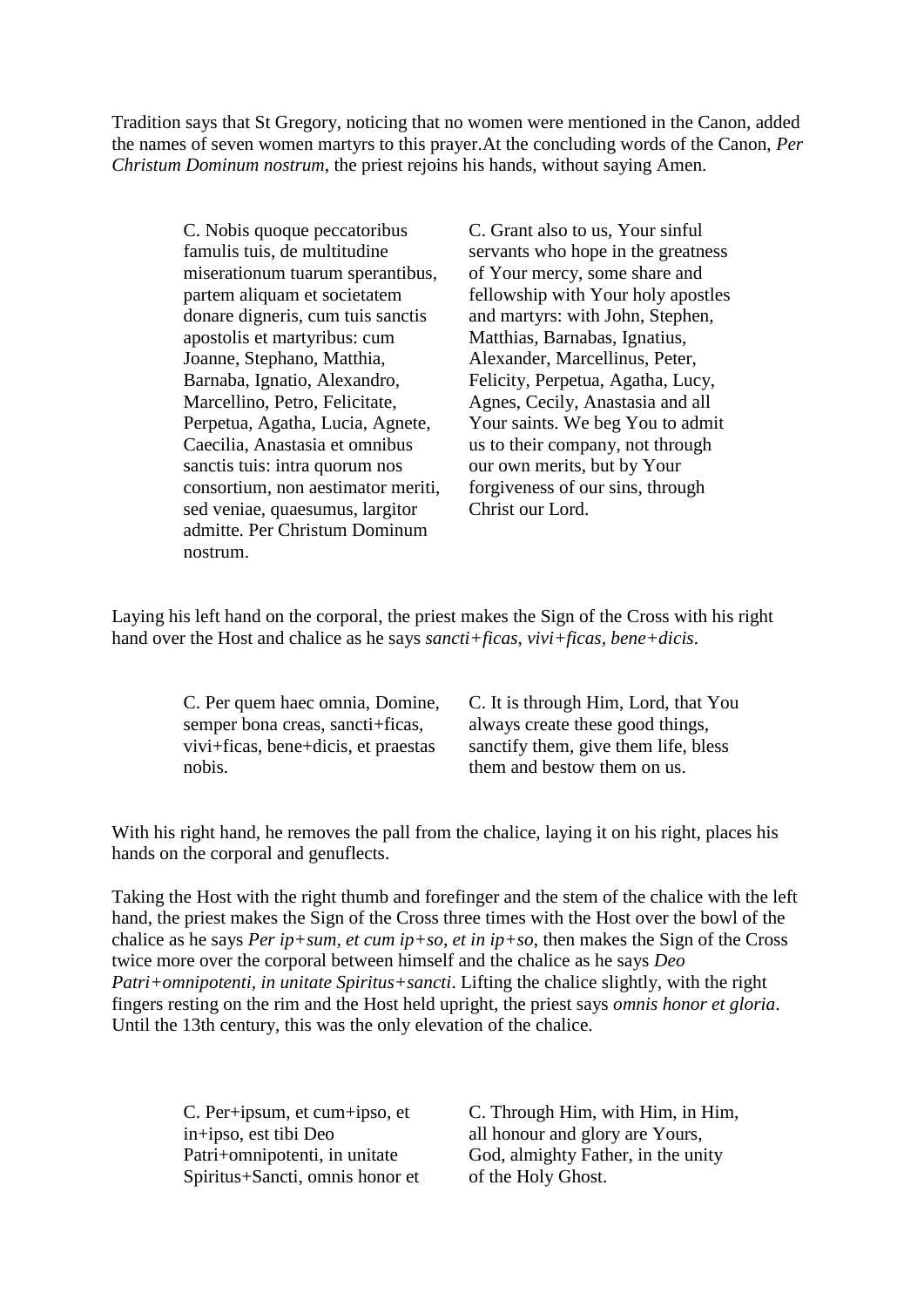Tradition says that St Gregory, noticing that no women were mentioned in the Canon, added the names of seven women martyrs to this prayer.At the concluding words of the Canon, *Per Christum Dominum nostrum*, the priest rejoins his hands, without saying Amen.

| | |
|---|---|
| C. Nobis quoque peccatoribus famulis tuis, de multitudine miserationum tuarum sperantibus, partem aliquam et societatem donare digneris, cum tuis sanctis apostolis et martyribus: cum Joanne, Stephano, Matthia, Barnaba, Ignatio, Alexandro, Marcellino, Petro, Felicitate, Perpetua, Agatha, Lucia, Agnete, Caecilia, Anastasia et omnibus sanctis tuis: intra quorum nos consortium, non aestimator meriti, sed veniae, quaesumus, largitor admitte. Per Christum Dominum nostrum. | C. Grant also to us, Your sinful servants who hope in the greatness of Your mercy, some share and fellowship with Your holy apostles and martyrs: with John, Stephen, Matthias, Barnabas, Ignatius, Alexander, Marcellinus, Peter, Felicity, Perpetua, Agatha, Lucy, Agnes, Cecily, Anastasia and all Your saints. We beg You to admit us to their company, not through our own merits, but by Your forgiveness of our sins, through Christ our Lord. |

Laying his left hand on the corporal, the priest makes the Sign of the Cross with his right hand over the Host and chalice as he says *sancti+ficas, vivi+ficas, bene+dicis*.

| | |
|---|---|
| C. Per quem haec omnia, Domine, semper bona creas, sancti+ficas, vivi+ficas, bene+dicis, et praestas nobis. | C. It is through Him, Lord, that You always create these good things, sanctify them, give them life, bless them and bestow them on us. |

With his right hand, he removes the pall from the chalice, laying it on his right, places his hands on the corporal and genuflects.

Taking the Host with the right thumb and forefinger and the stem of the chalice with the left hand, the priest makes the Sign of the Cross three times with the Host over the bowl of the chalice as he says *Per ip+sum, et cum ip+so, et in ip+so*, then makes the Sign of the Cross twice more over the corporal between himself and the chalice as he says *Deo Patri+omnipotenti, in unitate Spiritus+sancti*. Lifting the chalice slightly, with the right fingers resting on the rim and the Host held upright, the priest says *omnis honor et gloria*. Until the 13th century, this was the only elevation of the chalice.

| | |
|---|---|
| C. Per+ipsum, et cum+ipso, et in+ipso, est tibi Deo Patri+omnipotenti, in unitate Spiritus+Sancti, omnis honor et | C. Through Him, with Him, in Him, all honour and glory are Yours, God, almighty Father, in the unity of the Holy Ghost. |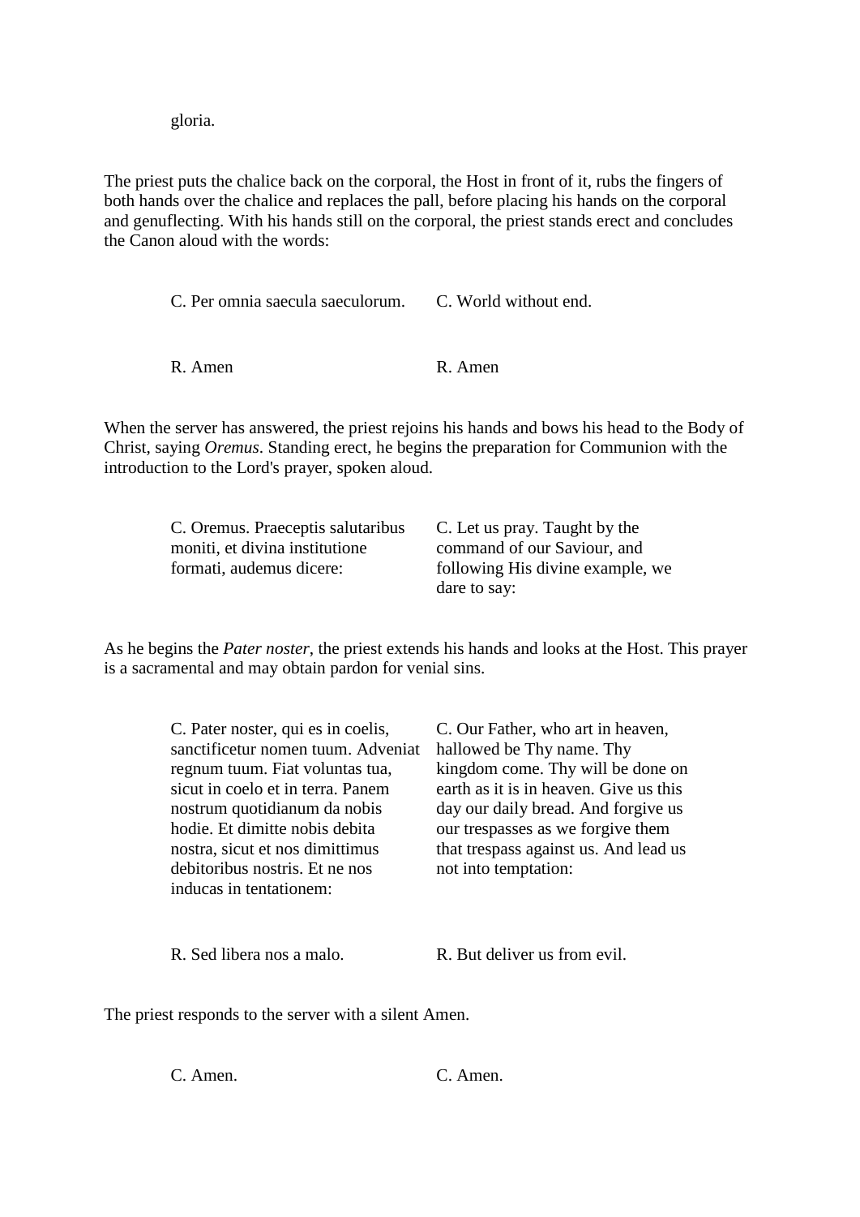gloria.

The priest puts the chalice back on the corporal, the Host in front of it, rubs the fingers of both hands over the chalice and replaces the pall, before placing his hands on the corporal and genuflecting. With his hands still on the corporal, the priest stands erect and concludes the Canon aloud with the words:

| | |
|---|---|
| C. Per omnia saecula saeculorum. | C. World without end. |
| R. Amen | R. Amen |

When the server has answered, the priest rejoins his hands and bows his head to the Body of Christ, saying *Oremus*. Standing erect, he begins the preparation for Communion with the introduction to the Lord's prayer, spoken aloud.

| | |
|---|---|
| C. Oremus. Praeceptis salutaribus moniti, et divina institutione formati, audemus dicere: | C. Let us pray. Taught by the command of our Saviour, and following His divine example, we dare to say: |

As he begins the *Pater noster*, the priest extends his hands and looks at the Host. This prayer is a sacramental and may obtain pardon for venial sins.

| | |
|---|---|
| C. Pater noster, qui es in coelis, sanctificetur nomen tuum. Adveniat regnum tuum. Fiat voluntas tua, sicut in coelo et in terra. Panem nostrum quotidianum da nobis hodie. Et dimitte nobis debita nostra, sicut et nos dimittimus debitoribus nostris. Et ne nos inducas in tentationem: | C. Our Father, who art in heaven, hallowed be Thy name. Thy kingdom come. Thy will be done on earth as it is in heaven. Give us this day our daily bread. And forgive us our trespasses as we forgive them that trespass against us. And lead us not into temptation: |
| R. Sed libera nos a malo. | R. But deliver us from evil. |

The priest responds to the server with a silent Amen.

| | |
|---|---|
| C. Amen. | C. Amen. |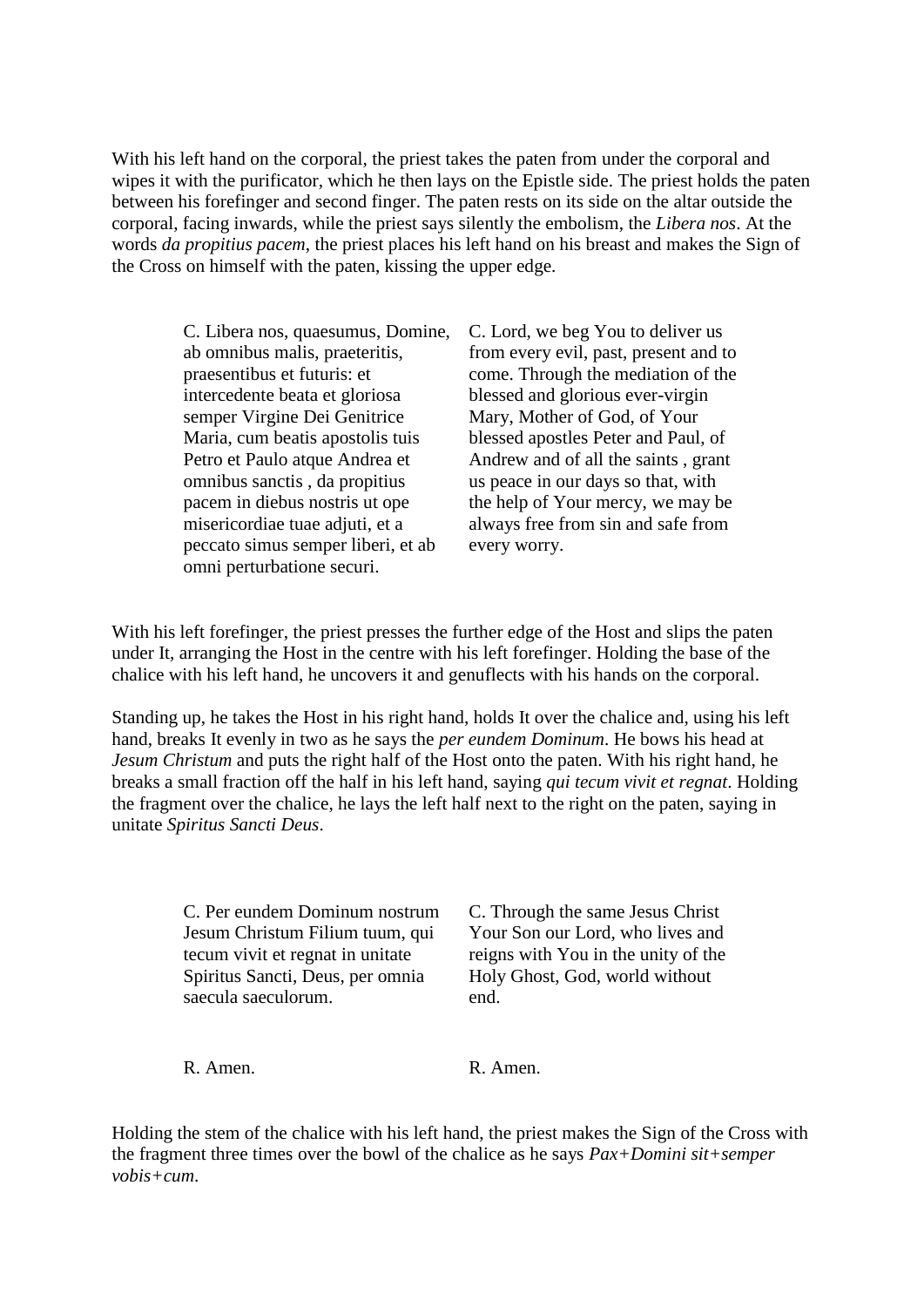With his left hand on the corporal, the priest takes the paten from under the corporal and wipes it with the purificator, which he then lays on the Epistle side. The priest holds the paten between his forefinger and second finger. The paten rests on its side on the altar outside the corporal, facing inwards, while the priest says silently the embolism, the *Libera nos*. At the words *da propitius pacem*, the priest places his left hand on his breast and makes the Sign of the Cross on himself with the paten, kissing the upper edge.

| | |
|---|---|
| C. Libera nos, quaesumus, Domine, ab omnibus malis, praeteritis, praesentibus et futuris: et intercedente beata et gloriosa semper Virgine Dei Genitrice Maria, cum beatis apostolis tuis Petro et Paulo atque Andrea et omnibus sanctis , da propitius pacem in diebus nostris ut ope misericordiae tuae adjuti, et a peccato simus semper liberi, et ab omni perturbatione securi. | C. Lord, we beg You to deliver us from every evil, past, present and to come. Through the mediation of the blessed and glorious ever-virgin Mary, Mother of God, of Your blessed apostles Peter and Paul, of Andrew and of all the saints , grant us peace in our days so that, with the help of Your mercy, we may be always free from sin and safe from every worry. |

With his left forefinger, the priest presses the further edge of the Host and slips the paten under It, arranging the Host in the centre with his left forefinger. Holding the base of the chalice with his left hand, he uncovers it and genuflects with his hands on the corporal.

Standing up, he takes the Host in his right hand, holds It over the chalice and, using his left hand, breaks It evenly in two as he says the *per eundem Dominum*. He bows his head at *Jesum Christum* and puts the right half of the Host onto the paten. With his right hand, he breaks a small fraction off the half in his left hand, saying *qui tecum vivit et regnat*. Holding the fragment over the chalice, he lays the left half next to the right on the paten, saying in unitate *Spiritus Sancti Deus*.

| | |
|---|---|
| C. Per eundem Dominum nostrum Jesum Christum Filium tuum, qui tecum vivit et regnat in unitate Spiritus Sancti, Deus, per omnia saecula saeculorum. | C. Through the same Jesus Christ Your Son our Lord, who lives and reigns with You in the unity of the Holy Ghost, God, world without end. |
| R. Amen. | R. Amen. |

Holding the stem of the chalice with his left hand, the priest makes the Sign of the Cross with the fragment three times over the bowl of the chalice as he says *Pax+Domini sit+semper vobis+cum*.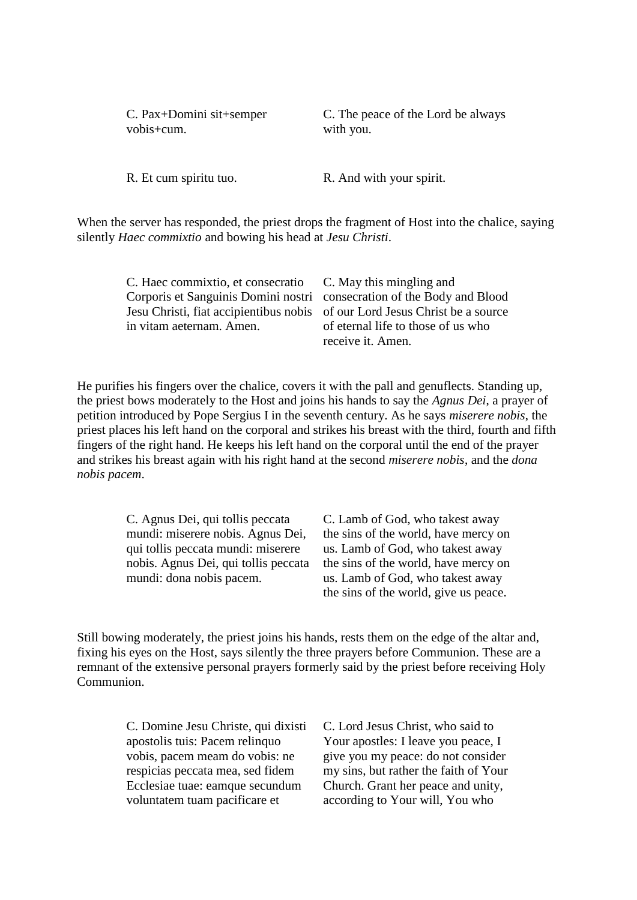| | |
|---|---|
| C. Pax+Domini sit+semper vobis+cum. | C. The peace of the Lord be always with you. |
| R. Et cum spiritu tuo. | R. And with your spirit. |

When the server has responded, the priest drops the fragment of Host into the chalice, saying silently *Haec commixtio* and bowing his head at *Jesu Christi*.

| | |
|---|---|
| C. Haec commixtio, et consecratio Corporis et Sanguinis Domini nostri Jesu Christi, fiat accipientibus nobis in vitam aeternam. Amen. | C. May this mingling and consecration of the Body and Blood of our Lord Jesus Christ be a source of eternal life to those of us who receive it. Amen. |

He purifies his fingers over the chalice, covers it with the pall and genuflects. Standing up, the priest bows moderately to the Host and joins his hands to say the *Agnus Dei*, a prayer of petition introduced by Pope Sergius I in the seventh century. As he says *miserere nobis*, the priest places his left hand on the corporal and strikes his breast with the third, fourth and fifth fingers of the right hand. He keeps his left hand on the corporal until the end of the prayer and strikes his breast again with his right hand at the second *miserere nobis*, and the *dona nobis pacem*.

| | |
|---|---|
| C. Agnus Dei, qui tollis peccata mundi: miserere nobis. Agnus Dei, qui tollis peccata mundi: miserere nobis. Agnus Dei, qui tollis peccata mundi: dona nobis pacem. | C. Lamb of God, who takest away the sins of the world, have mercy on us. Lamb of God, who takest away the sins of the world, have mercy on us. Lamb of God, who takest away the sins of the world, give us peace. |

Still bowing moderately, the priest joins his hands, rests them on the edge of the altar and, fixing his eyes on the Host, says silently the three prayers before Communion. These are a remnant of the extensive personal prayers formerly said by the priest before receiving Holy Communion.

| | |
|---|---|
| C. Domine Jesu Christe, qui dixisti apostolis tuis: Pacem relinquo vobis, pacem meam do vobis: ne respicias peccata mea, sed fidem Ecclesiae tuae: eamque secundum voluntatem tuam pacificare et | C. Lord Jesus Christ, who said to Your apostles: I leave you peace, I give you my peace: do not consider my sins, but rather the faith of Your Church. Grant her peace and unity, according to Your will, You who |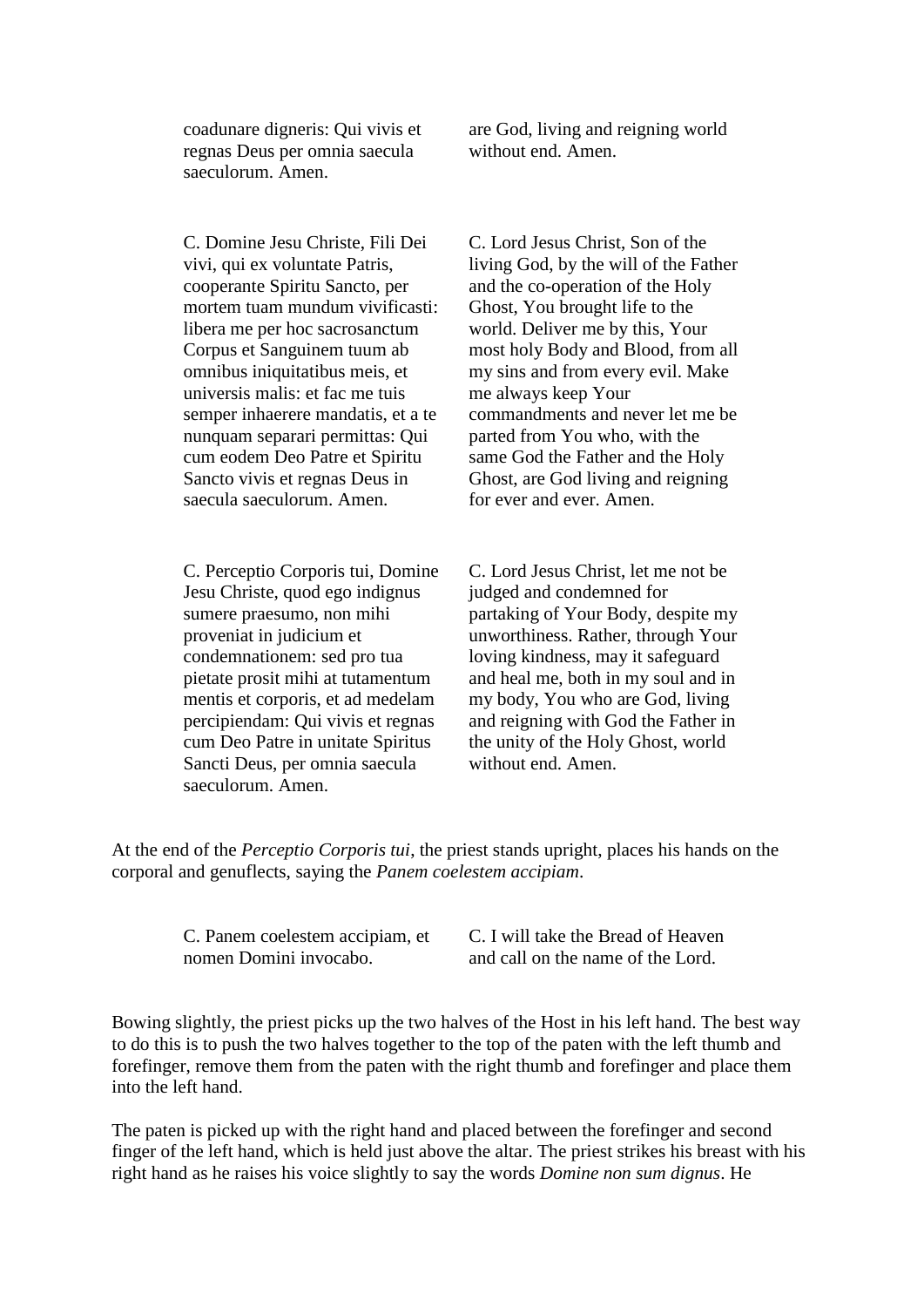| | |
|---|---|
| coadunare digneris: Qui vivis et regnas Deus per omnia saecula saeculorum. Amen. | are God, living and reigning world without end. Amen. |
| C. Domine Jesu Christe, Fili Dei vivi, qui ex voluntate Patris, cooperante Spiritu Sancto, per mortem tuam mundum vivificasti: libera me per hoc sacrosanctum Corpus et Sanguinem tuum ab omnibus iniquitatibus meis, et universis malis: et fac me tuis semper inhaerere mandatis, et a te nunquam separari permittas: Qui cum eodem Deo Patre et Spiritu Sancto vivis et regnas Deus in saecula saeculorum. Amen. | C. Lord Jesus Christ, Son of the living God, by the will of the Father and the co-operation of the Holy Ghost, You brought life to the world. Deliver me by this, Your most holy Body and Blood, from all my sins and from every evil. Make me always keep Your commandments and never let me be parted from You who, with the same God the Father and the Holy Ghost, are God living and reigning for ever and ever. Amen. |
| C. Perceptio Corporis tui, Domine Jesu Christe, quod ego indignus sumere praesumo, non mihi proveniat in judicium et condemnationem: sed pro tua pietate prosit mihi at tutamentum mentis et corporis, et ad medelam percipiendam: Qui vivis et regnas cum Deo Patre in unitate Spiritus Sancti Deus, per omnia saecula saeculorum. Amen. | C. Lord Jesus Christ, let me not be judged and condemned for partaking of Your Body, despite my unworthiness. Rather, through Your loving kindness, may it safeguard and heal me, both in my soul and in my body, You who are God, living and reigning with God the Father in the unity of the Holy Ghost, world without end. Amen. |

At the end of the *Perceptio Corporis tui*, the priest stands upright, places his hands on the corporal and genuflects, saying the *Panem coelestem accipiam*.

| | |
|---|---|
| C. Panem coelestem accipiam, et nomen Domini invocabo. | C. I will take the Bread of Heaven and call on the name of the Lord. |

Bowing slightly, the priest picks up the two halves of the Host in his left hand. The best way to do this is to push the two halves together to the top of the paten with the left thumb and forefinger, remove them from the paten with the right thumb and forefinger and place them into the left hand.

The paten is picked up with the right hand and placed between the forefinger and second finger of the left hand, which is held just above the altar. The priest strikes his breast with his right hand as he raises his voice slightly to say the words *Domine non sum dignus*. He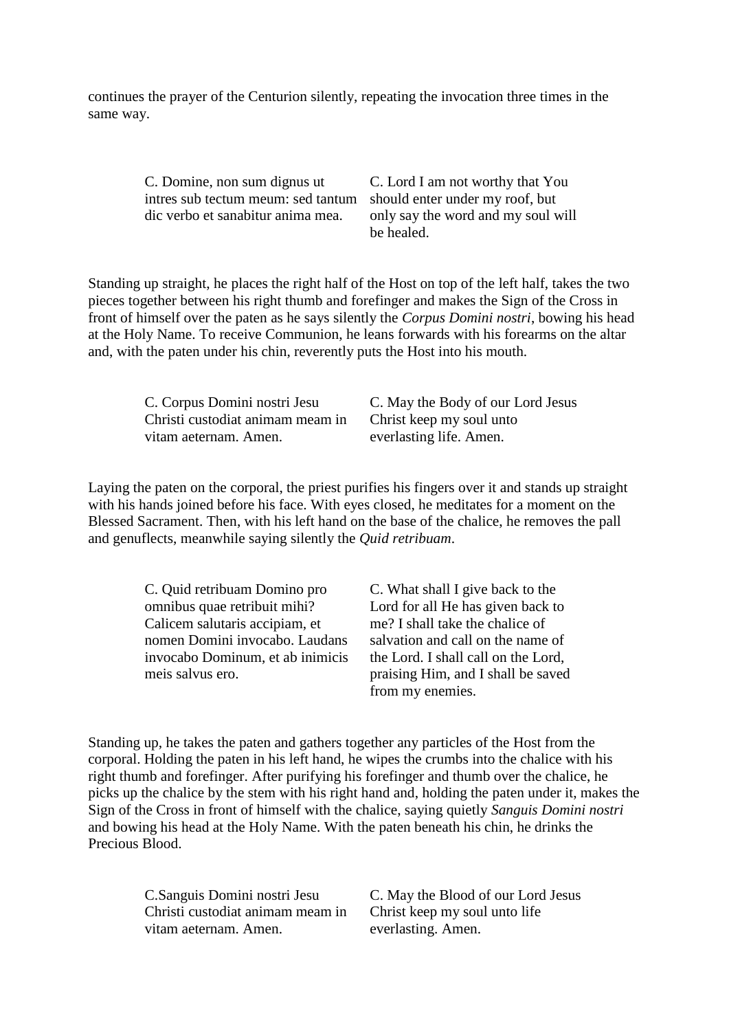continues the prayer of the Centurion silently, repeating the invocation three times in the same way.

| | |
|---|---|
| C. Domine, non sum dignus ut intres sub tectum meum: sed tantum dic verbo et sanabitur anima mea. | C. Lord I am not worthy that You should enter under my roof, but only say the word and my soul will be healed. |

Standing up straight, he places the right half of the Host on top of the left half, takes the two pieces together between his right thumb and forefinger and makes the Sign of the Cross in front of himself over the paten as he says silently the *Corpus Domini nostri*, bowing his head at the Holy Name. To receive Communion, he leans forwards with his forearms on the altar and, with the paten under his chin, reverently puts the Host into his mouth.

| | |
|---|---|
| C. Corpus Domini nostri Jesu Christi custodiat animam meam in vitam aeternam. Amen. | C. May the Body of our Lord Jesus Christ keep my soul unto everlasting life. Amen. |

Laying the paten on the corporal, the priest purifies his fingers over it and stands up straight with his hands joined before his face. With eyes closed, he meditates for a moment on the Blessed Sacrament. Then, with his left hand on the base of the chalice, he removes the pall and genuflects, meanwhile saying silently the *Quid retribuam*.

| | |
|---|---|
| C. Quid retribuam Domino pro omnibus quae retribuit mihi? Calicem salutaris accipiam, et nomen Domini invocabo. Laudans invocabo Dominum, et ab inimicis meis salvus ero. | C. What shall I give back to the Lord for all He has given back to me? I shall take the chalice of salvation and call on the name of the Lord. I shall call on the Lord, praising Him, and I shall be saved from my enemies. |

Standing up, he takes the paten and gathers together any particles of the Host from the corporal. Holding the paten in his left hand, he wipes the crumbs into the chalice with his right thumb and forefinger. After purifying his forefinger and thumb over the chalice, he picks up the chalice by the stem with his right hand and, holding the paten under it, makes the Sign of the Cross in front of himself with the chalice, saying quietly *Sanguis Domini nostri* and bowing his head at the Holy Name. With the paten beneath his chin, he drinks the Precious Blood.

| | |
|---|---|
| C.Sanguis Domini nostri Jesu Christi custodiat animam meam in vitam aeternam. Amen. | C. May the Blood of our Lord Jesus Christ keep my soul unto life everlasting. Amen. |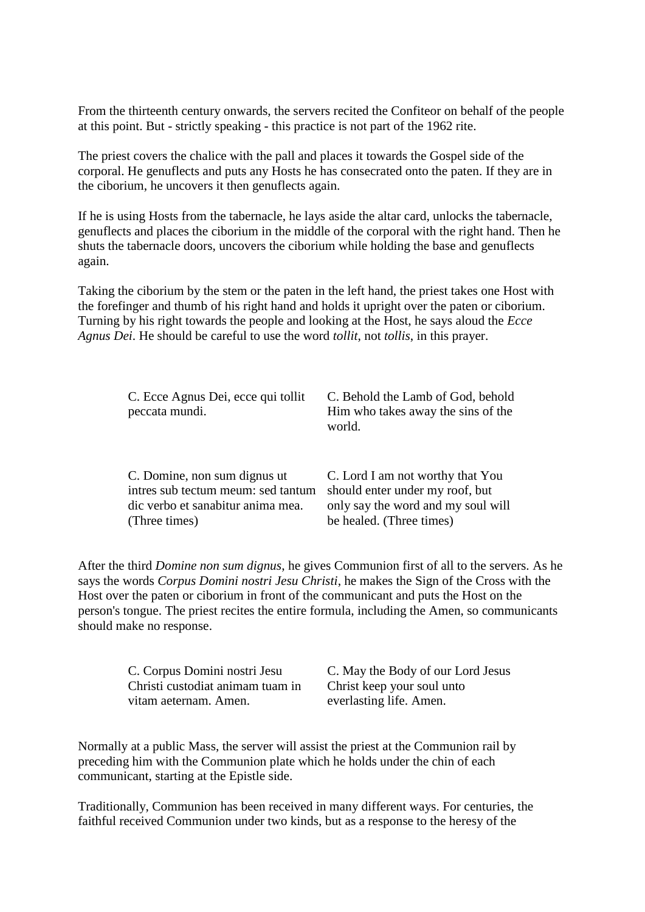From the thirteenth century onwards, the servers recited the Confiteor on behalf of the people at this point. But - strictly speaking - this practice is not part of the 1962 rite.

The priest covers the chalice with the pall and places it towards the Gospel side of the corporal. He genuflects and puts any Hosts he has consecrated onto the paten. If they are in the ciborium, he uncovers it then genuflects again.

If he is using Hosts from the tabernacle, he lays aside the altar card, unlocks the tabernacle, genuflects and places the ciborium in the middle of the corporal with the right hand. Then he shuts the tabernacle doors, uncovers the ciborium while holding the base and genuflects again.

Taking the ciborium by the stem or the paten in the left hand, the priest takes one Host with the forefinger and thumb of his right hand and holds it upright over the paten or ciborium. Turning by his right towards the people and looking at the Host, he says aloud the *Ecce Agnus Dei*. He should be careful to use the word *tollit*, not *tollis*, in this prayer.

| | |
|---|---|
| C. Ecce Agnus Dei, ecce qui tollit peccata mundi. | C. Behold the Lamb of God, behold Him who takes away the sins of the world. |
| C. Domine, non sum dignus ut intres sub tectum meum: sed tantum dic verbo et sanabitur anima mea. (Three times) | C. Lord I am not worthy that You should enter under my roof, but only say the word and my soul will be healed. (Three times) |

After the third *Domine non sum dignus*, he gives Communion first of all to the servers. As he says the words *Corpus Domini nostri Jesu Christi*, he makes the Sign of the Cross with the Host over the paten or ciborium in front of the communicant and puts the Host on the person's tongue. The priest recites the entire formula, including the Amen, so communicants should make no response.

| | |
|---|---|
| C. Corpus Domini nostri Jesu Christi custodiat animam tuam in vitam aeternam. Amen. | C. May the Body of our Lord Jesus Christ keep your soul unto everlasting life. Amen. |

Normally at a public Mass, the server will assist the priest at the Communion rail by preceding him with the Communion plate which he holds under the chin of each communicant, starting at the Epistle side.

Traditionally, Communion has been received in many different ways. For centuries, the faithful received Communion under two kinds, but as a response to the heresy of the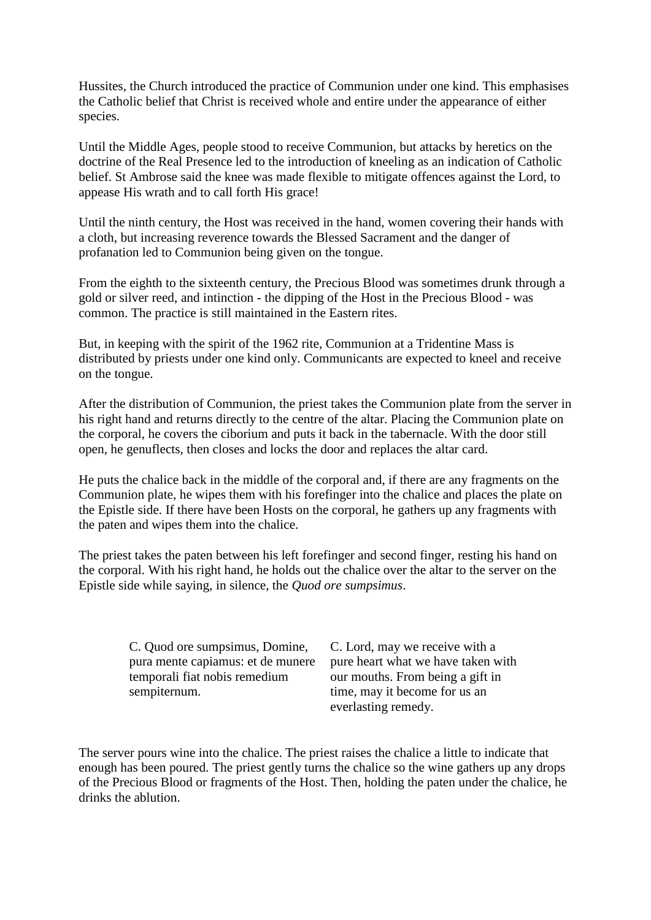Hussites, the Church introduced the practice of Communion under one kind. This emphasises the Catholic belief that Christ is received whole and entire under the appearance of either species.

Until the Middle Ages, people stood to receive Communion, but attacks by heretics on the doctrine of the Real Presence led to the introduction of kneeling as an indication of Catholic belief. St Ambrose said the knee was made flexible to mitigate offences against the Lord, to appease His wrath and to call forth His grace!

Until the ninth century, the Host was received in the hand, women covering their hands with a cloth, but increasing reverence towards the Blessed Sacrament and the danger of profanation led to Communion being given on the tongue.

From the eighth to the sixteenth century, the Precious Blood was sometimes drunk through a gold or silver reed, and intinction - the dipping of the Host in the Precious Blood - was common. The practice is still maintained in the Eastern rites.

But, in keeping with the spirit of the 1962 rite, Communion at a Tridentine Mass is distributed by priests under one kind only. Communicants are expected to kneel and receive on the tongue.

After the distribution of Communion, the priest takes the Communion plate from the server in his right hand and returns directly to the centre of the altar. Placing the Communion plate on the corporal, he covers the ciborium and puts it back in the tabernacle. With the door still open, he genuflects, then closes and locks the door and replaces the altar card.

He puts the chalice back in the middle of the corporal and, if there are any fragments on the Communion plate, he wipes them with his forefinger into the chalice and places the plate on the Epistle side. If there have been Hosts on the corporal, he gathers up any fragments with the paten and wipes them into the chalice.

The priest takes the paten between his left forefinger and second finger, resting his hand on the corporal. With his right hand, he holds out the chalice over the altar to the server on the Epistle side while saying, in silence, the *Quod ore sumpsimus*.

| | |
|---|---|
| C. Quod ore sumpsimus, Domine, pura mente capiamus: et de munere temporali fiat nobis remedium sempiternum. | C. Lord, may we receive with a pure heart what we have taken with our mouths. From being a gift in time, may it become for us an everlasting remedy. |

The server pours wine into the chalice. The priest raises the chalice a little to indicate that enough has been poured. The priest gently turns the chalice so the wine gathers up any drops of the Precious Blood or fragments of the Host. Then, holding the paten under the chalice, he drinks the ablution.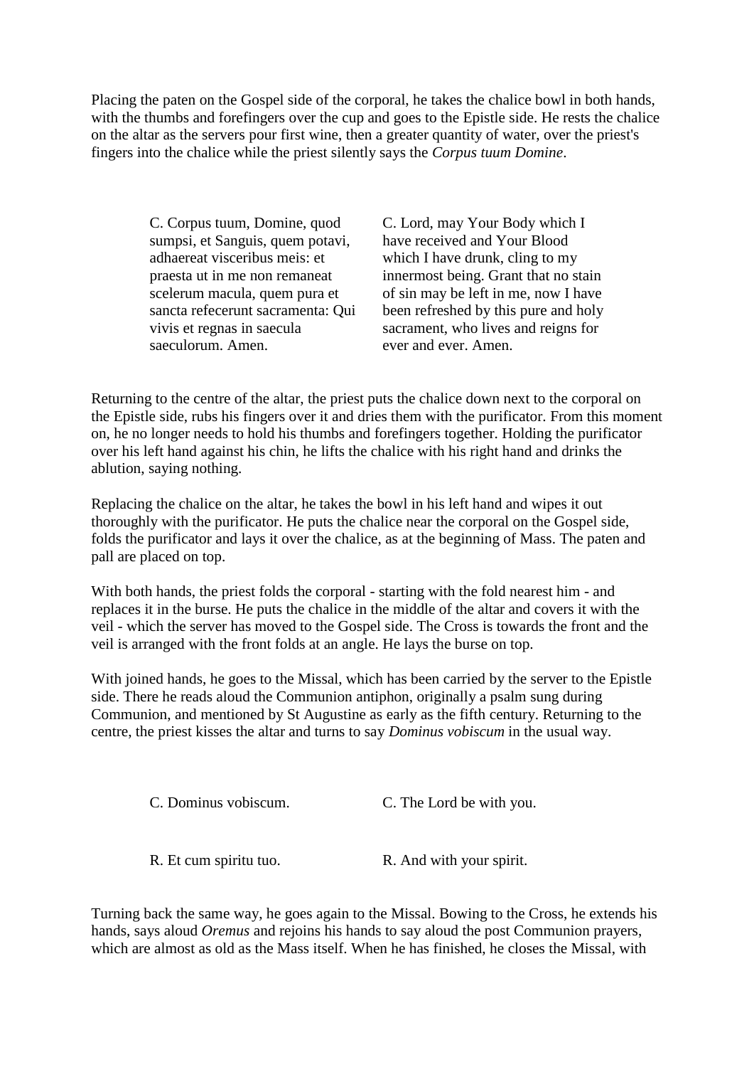Placing the paten on the Gospel side of the corporal, he takes the chalice bowl in both hands, with the thumbs and forefingers over the cup and goes to the Epistle side. He rests the chalice on the altar as the servers pour first wine, then a greater quantity of water, over the priest's fingers into the chalice while the priest silently says the *Corpus tuum Domine*.

| | |
|---|---|
| C. Corpus tuum, Domine, quod sumpsi, et Sanguis, quem potavi, adhaereat visceribus meis: et praesta ut in me non remaneat scelerum macula, quem pura et sancta refecerunt sacramenta: Qui vivis et regnas in saecula saeculorum. Amen. | C. Lord, may Your Body which I have received and Your Blood which I have drunk, cling to my innermost being. Grant that no stain of sin may be left in me, now I have been refreshed by this pure and holy sacrament, who lives and reigns for ever and ever. Amen. |

Returning to the centre of the altar, the priest puts the chalice down next to the corporal on the Epistle side, rubs his fingers over it and dries them with the purificator. From this moment on, he no longer needs to hold his thumbs and forefingers together. Holding the purificator over his left hand against his chin, he lifts the chalice with his right hand and drinks the ablution, saying nothing.

Replacing the chalice on the altar, he takes the bowl in his left hand and wipes it out thoroughly with the purificator. He puts the chalice near the corporal on the Gospel side, folds the purificator and lays it over the chalice, as at the beginning of Mass. The paten and pall are placed on top.

With both hands, the priest folds the corporal - starting with the fold nearest him - and replaces it in the burse. He puts the chalice in the middle of the altar and covers it with the veil - which the server has moved to the Gospel side. The Cross is towards the front and the veil is arranged with the front folds at an angle. He lays the burse on top.

With joined hands, he goes to the Missal, which has been carried by the server to the Epistle side. There he reads aloud the Communion antiphon, originally a psalm sung during Communion, and mentioned by St Augustine as early as the fifth century. Returning to the centre, the priest kisses the altar and turns to say *Dominus vobiscum* in the usual way.

| | |
|---|---|
| C. Dominus vobiscum. | C. The Lord be with you. |
| R. Et cum spiritu tuo. | R. And with your spirit. |

Turning back the same way, he goes again to the Missal. Bowing to the Cross, he extends his hands, says aloud *Oremus* and rejoins his hands to say aloud the post Communion prayers, which are almost as old as the Mass itself. When he has finished, he closes the Missal, with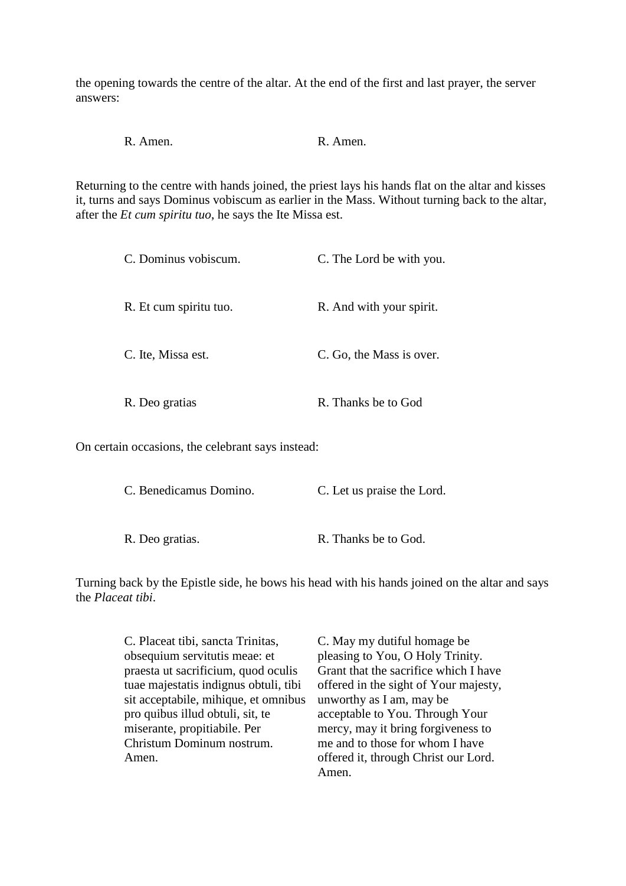the opening towards the centre of the altar. At the end of the first and last prayer, the server answers:

| | |
|---|---|
| R. Amen. | R. Amen. |

Returning to the centre with hands joined, the priest lays his hands flat on the altar and kisses it, turns and says Dominus vobiscum as earlier in the Mass. Without turning back to the altar, after the *Et cum spiritu tuo*, he says the Ite Missa est.

| | |
|---|---|
| C. Dominus vobiscum. | C. The Lord be with you. |
| R. Et cum spiritu tuo. | R. And with your spirit. |
| C. Ite, Missa est. | C. Go, the Mass is over. |
| R. Deo gratias | R. Thanks be to God |

On certain occasions, the celebrant says instead:

| | |
|---|---|
| C. Benedicamus Domino. | C. Let us praise the Lord. |
| R. Deo gratias. | R. Thanks be to God. |

Turning back by the Epistle side, he bows his head with his hands joined on the altar and says the *Placeat tibi*.

| | |
|---|---|
| C. Placeat tibi, sancta Trinitas, obsequium servitutis meae: et praesta ut sacrificium, quod oculis tuae majestatis indignus obtuli, tibi sit acceptabile, mihique, et omnibus pro quibus illud obtuli, sit, te miserante, propitiabile. Per Christum Dominum nostrum. Amen. | C. May my dutiful homage be pleasing to You, O Holy Trinity. Grant that the sacrifice which I have offered in the sight of Your majesty, unworthy as I am, may be acceptable to You. Through Your mercy, may it bring forgiveness to me and to those for whom I have offered it, through Christ our Lord. Amen. |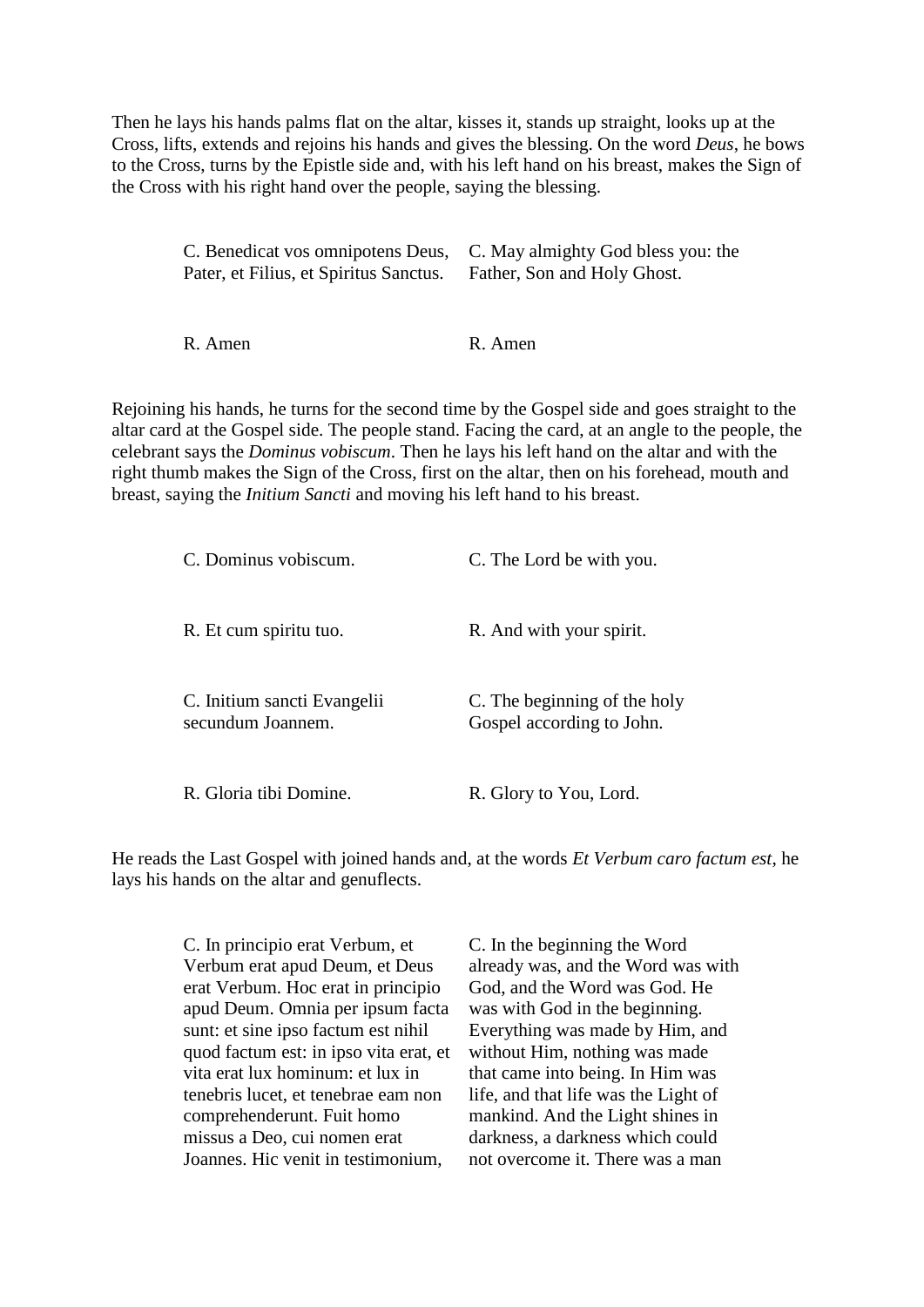Then he lays his hands palms flat on the altar, kisses it, stands up straight, looks up at the Cross, lifts, extends and rejoins his hands and gives the blessing. On the word *Deus*, he bows to the Cross, turns by the Epistle side and, with his left hand on his breast, makes the Sign of the Cross with his right hand over the people, saying the blessing.

| | |
|---|---|
| C. Benedicat vos omnipotens Deus, Pater, et Filius, et Spiritus Sanctus. | C. May almighty God bless you: the Father, Son and Holy Ghost. |
| R. Amen | R. Amen |

Rejoining his hands, he turns for the second time by the Gospel side and goes straight to the altar card at the Gospel side. The people stand. Facing the card, at an angle to the people, the celebrant says the *Dominus vobiscum*. Then he lays his left hand on the altar and with the right thumb makes the Sign of the Cross, first on the altar, then on his forehead, mouth and breast, saying the *Initium Sancti* and moving his left hand to his breast.

| | |
|---|---|
| C. Dominus vobiscum. | C. The Lord be with you. |
| R. Et cum spiritu tuo. | R. And with your spirit. |
| C. Initium sancti Evangelii secundum Joannem. | C. The beginning of the holy Gospel according to John. |
| R. Gloria tibi Domine. | R. Glory to You, Lord. |

He reads the Last Gospel with joined hands and, at the words *Et Verbum caro factum est*, he lays his hands on the altar and genuflects.

| | |
|---|---|
| C. In principio erat Verbum, et Verbum erat apud Deum, et Deus erat Verbum. Hoc erat in principio apud Deum. Omnia per ipsum facta sunt: et sine ipso factum est nihil quod factum est: in ipso vita erat, et vita erat lux hominum: et lux in tenebris lucet, et tenebrae eam non comprehenderunt. Fuit homo missus a Deo, cui nomen erat Joannes. Hic venit in testimonium, | C. In the beginning the Word already was, and the Word was with God, and the Word was God. He was with God in the beginning. Everything was made by Him, and without Him, nothing was made that came into being. In Him was life, and that life was the Light of mankind. And the Light shines in darkness, a darkness which could not overcome it. There was a man |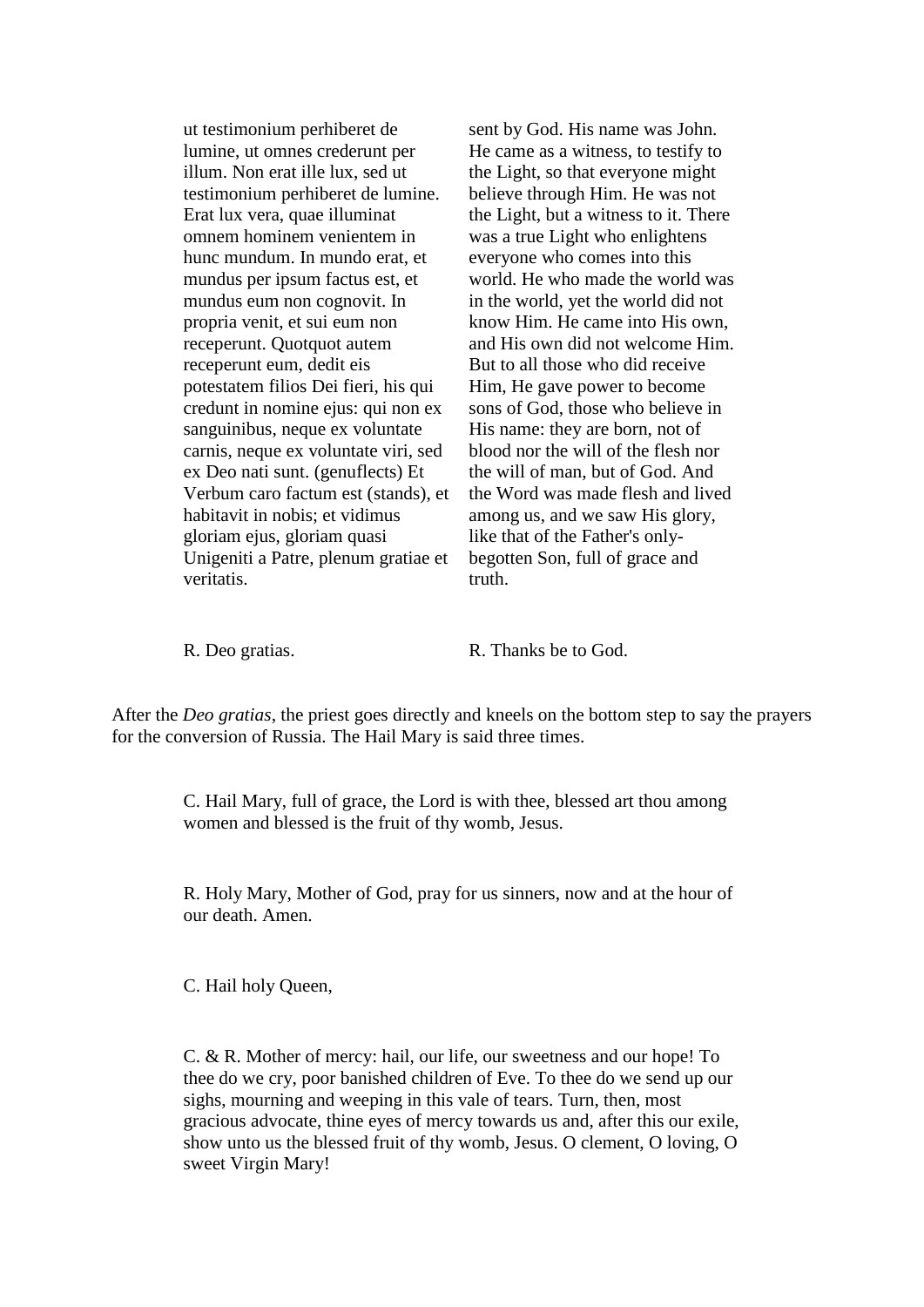ut testimonium perhiberet de lumine, ut omnes crederunt per illum. Non erat ille lux, sed ut testimonium perhiberet de lumine. Erat lux vera, quae illuminat omnem hominem venientem in hunc mundum. In mundo erat, et mundus per ipsum factus est, et mundus eum non cognovit. In propria venit, et sui eum non receperunt. Quotquot autem receperunt eum, dedit eis potestatem filios Dei fieri, his qui credunt in nomine ejus: qui non ex sanguinibus, neque ex voluntate carnis, neque ex voluntate viri, sed ex Deo nati sunt. (genuflects) Et Verbum caro factum est (stands), et habitavit in nobis; et vidimus gloriam ejus, gloriam quasi Unigeniti a Patre, plenum gratiae et veritatis.

sent by God. His name was John. He came as a witness, to testify to the Light, so that everyone might believe through Him. He was not the Light, but a witness to it. There was a true Light who enlightens everyone who comes into this world. He who made the world was in the world, yet the world did not know Him. He came into His own, and His own did not welcome Him. But to all those who did receive Him, He gave power to become sons of God, those who believe in His name: they are born, not of blood nor the will of the flesh nor the will of man, but of God. And the Word was made flesh and lived among us, and we saw His glory, like that of the Father's only-begotten Son, full of grace and truth.

R. Deo gratias.

R. Thanks be to God.

After the *Deo gratias*, the priest goes directly and kneels on the bottom step to say the prayers for the conversion of Russia. The Hail Mary is said three times.

C. Hail Mary, full of grace, the Lord is with thee, blessed art thou among women and blessed is the fruit of thy womb, Jesus.

R. Holy Mary, Mother of God, pray for us sinners, now and at the hour of our death. Amen.

C. Hail holy Queen,

C. & R. Mother of mercy: hail, our life, our sweetness and our hope! To thee do we cry, poor banished children of Eve. To thee do we send up our sighs, mourning and weeping in this vale of tears. Turn, then, most gracious advocate, thine eyes of mercy towards us and, after this our exile, show unto us the blessed fruit of thy womb, Jesus. O clement, O loving, O sweet Virgin Mary!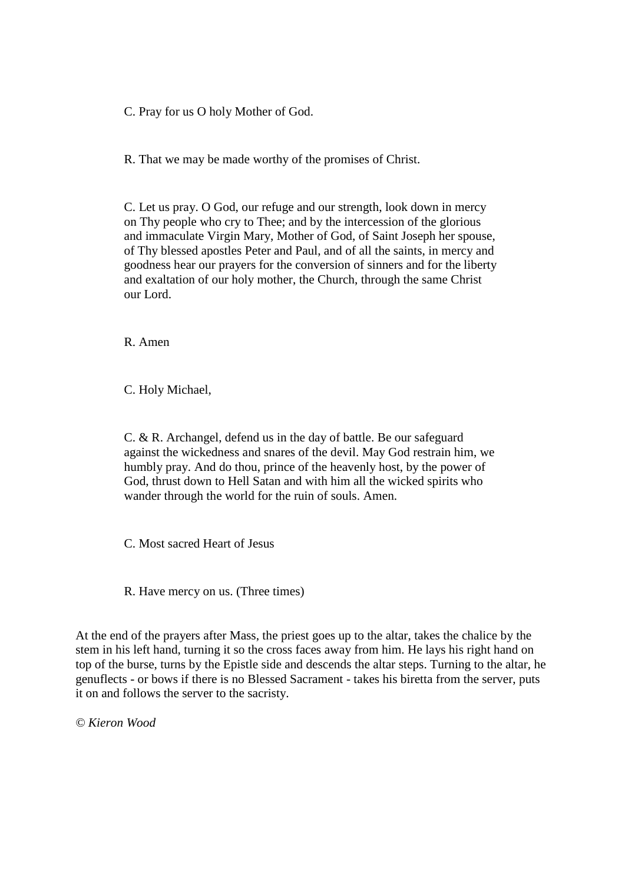C. Pray for us O holy Mother of God.

R. That we may be made worthy of the promises of Christ.

C. Let us pray. O God, our refuge and our strength, look down in mercy on Thy people who cry to Thee; and by the intercession of the glorious and immaculate Virgin Mary, Mother of God, of Saint Joseph her spouse, of Thy blessed apostles Peter and Paul, and of all the saints, in mercy and goodness hear our prayers for the conversion of sinners and for the liberty and exaltation of our holy mother, the Church, through the same Christ our Lord.

R. Amen

C. Holy Michael,

C. & R. Archangel, defend us in the day of battle. Be our safeguard against the wickedness and snares of the devil. May God restrain him, we humbly pray. And do thou, prince of the heavenly host, by the power of God, thrust down to Hell Satan and with him all the wicked spirits who wander through the world for the ruin of souls. Amen.

C. Most sacred Heart of Jesus

R. Have mercy on us. (Three times)

At the end of the prayers after Mass, the priest goes up to the altar, takes the chalice by the stem in his left hand, turning it so the cross faces away from him. He lays his right hand on top of the burse, turns by the Epistle side and descends the altar steps. Turning to the altar, he genuflects - or bows if there is no Blessed Sacrament - takes his biretta from the server, puts it on and follows the server to the sacristy.

*© Kieron Wood*